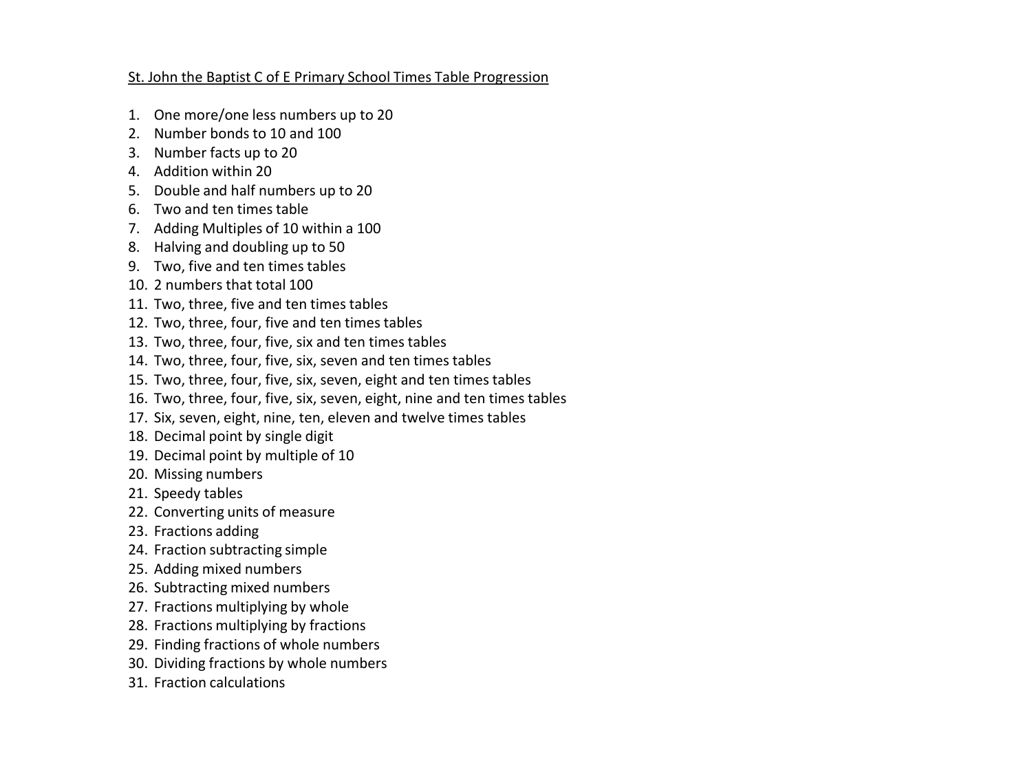St. John the Baptist C of E Primary School Times Table Progression

1. One more/one less numbers up to 20
2. Number bonds to 10 and 100
3. Number facts up to 20
4. Addition within 20
5. Double and half numbers up to 20
6. Two and ten times table
7. Adding Multiples of 10 within a 100
8. Halving and doubling up to 50
9. Two, five and ten times tables
10. 2 numbers that total 100
11. Two, three, five and ten times tables
12. Two, three, four, five and ten times tables
13. Two, three, four, five, six and ten times tables
14. Two, three, four, five, six, seven and ten times tables
15. Two, three, four, five, six, seven, eight and ten times tables
16. Two, three, four, five, six, seven, eight, nine and ten times tables
17. Six, seven, eight, nine, ten, eleven and twelve times tables
18. Decimal point by single digit
19. Decimal point by multiple of 10
20. Missing numbers
21. Speedy tables
22. Converting units of measure
23. Fractions adding
24. Fraction subtracting simple
25. Adding mixed numbers
26. Subtracting mixed numbers
27. Fractions multiplying by whole
28. Fractions multiplying by fractions
29. Finding fractions of whole numbers
30. Dividing fractions by whole numbers
31. Fraction calculations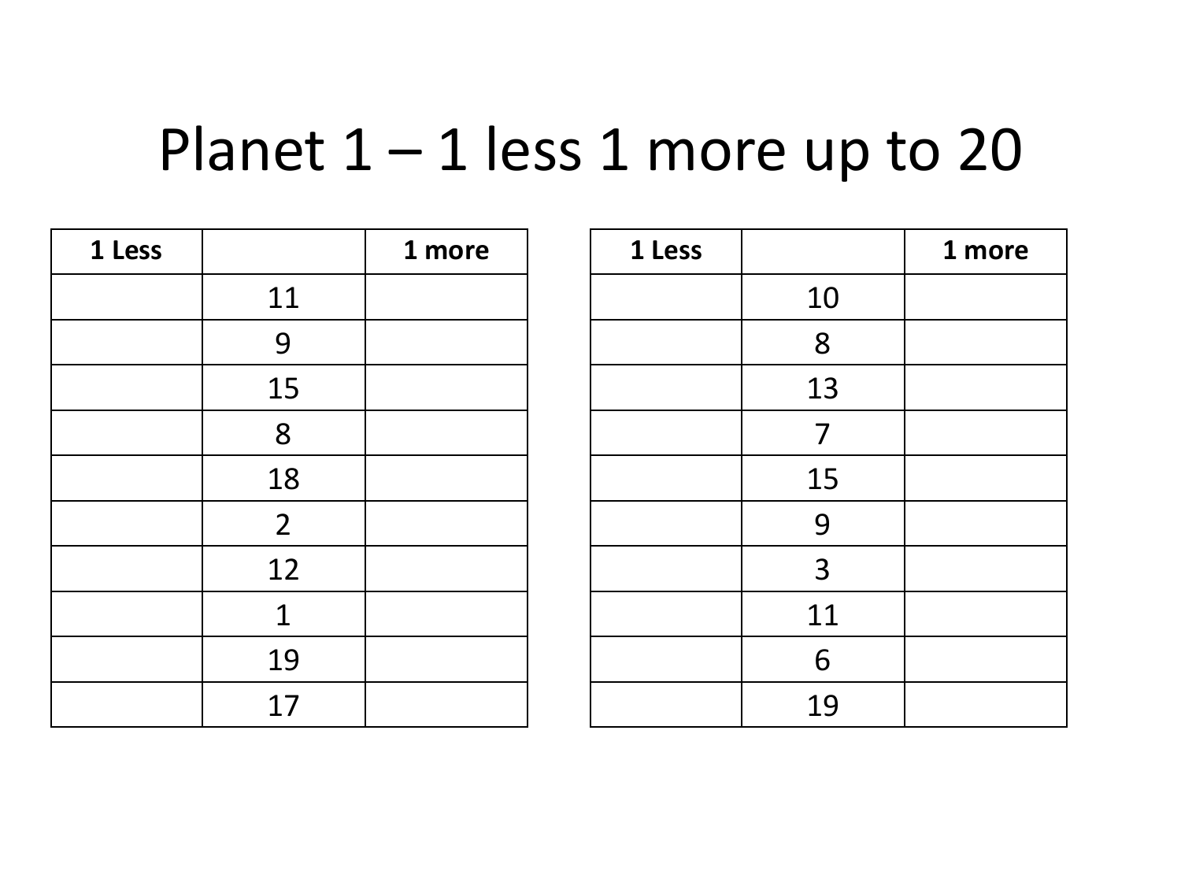# Planet 1 – 1 less 1 more up to 20

| 1 Less | | 1 more |
|---|---|---|
| | 11 | |
| | 9 | |
| | 15 | |
| | 8 | |
| | 18 | |
| | 2 | |
| | 12 | |
| | 1 | |
| | 19 | |
| | 17 | |

| 1 Less | | 1 more |
|---|---|---|
| | 10 | |
| | 8 | |
| | 13 | |
| | 7 | |
| | 15 | |
| | 9 | |
| | 3 | |
| | 11 | |
| | 6 | |
| | 19 | |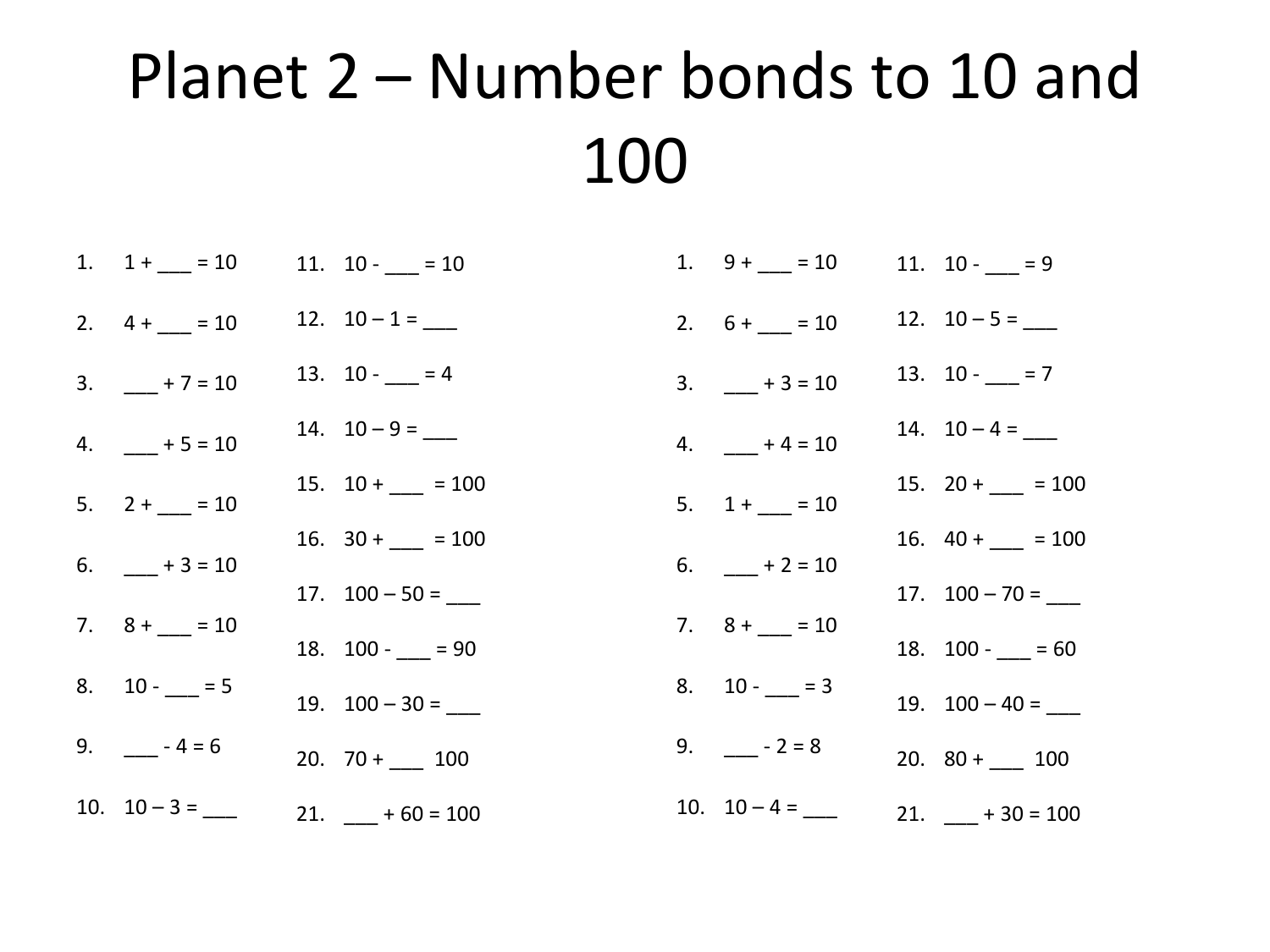# Planet 2 – Number bonds to 10 and 100

1. 1 + ___ = 10
2. 4 + ___ = 10
3. ___ + 7 = 10
4. ___ + 5 = 10
5. 2 + ___ = 10
6. ___ + 3 = 10
7. 8 + ___ = 10
8. 10 - ___ = 5
9. ___ - 4 = 6
10. 10 – 3 = ___
11. 10 - ___ = 10
12. 10 – 1 = ___
13. 10 - ___ = 4
14. 10 – 9 = ___
15. 10 + ___ = 100
16. 30 + ___ = 100
17. 100 – 50 = ___
18. 100 - ___ = 90
19. 100 – 30 = ___
20. 70 + ___ 100
21. ___ + 60 = 100

1. 9 + ___ = 10
2. 6 + ___ = 10
3. ___ + 3 = 10
4. ___ + 4 = 10
5. 1 + ___ = 10
6. ___ + 2 = 10
7. 8 + ___ = 10
8. 10 - ___ = 3
9. ___ - 2 = 8
10. 10 – 4 = ___
11. 10 - ___ = 9
12. 10 – 5 = ___
13. 10 - ___ = 7
14. 10 – 4 = ___
15. 20 + ___ = 100
16. 40 + ___ = 100
17. 100 – 70 = ___
18. 100 - ___ = 60
19. 100 – 40 = ___
20. 80 + ___ 100
21. ___ + 30 = 100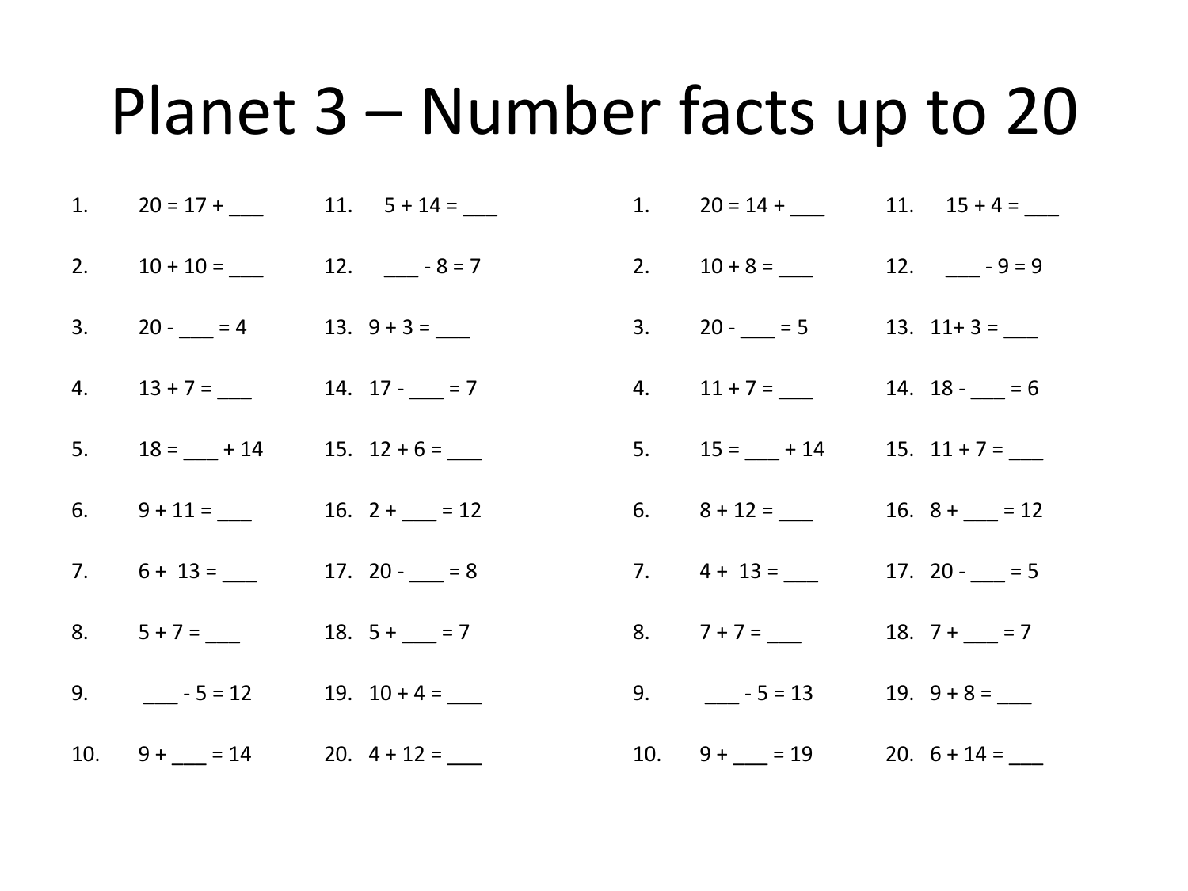# Planet 3 – Number facts up to 20

1. 20 = 17 + ___
2. 10 + 10 = ___
3. 20 - ___ = 4
4. 13 + 7 = ___
5. 18 = ___ + 14
6. 9 + 11 = ___
7. 6 +  13 = ___
8. 5 + 7 = ___
9. ___ - 5 = 12
10. 9 + ___ = 14
11. 5 + 14 = ___
12. ___ - 8 = 7
13. 9 + 3 = ___
14. 17 - ___ = 7
15. 12 + 6 = ___
16. 2 + ___ = 12
17. 20 - ___ = 8
18. 5 + ___ = 7
19. 10 + 4 = ___
20. 4 + 12 = ___

1. 20 = 14 + ___
2. 10 + 8 = ___
3. 20 - ___ = 5
4. 11 + 7 = ___
5. 15 = ___ + 14
6. 8 + 12 = ___
7. 4 +  13 = ___
8. 7 + 7 = ___
9. ___ - 5 = 13
10. 9 + ___ = 19
11. 15 + 4 = ___
12. ___ - 9 = 9
13. 11+ 3 = ___
14. 18 - ___ = 6
15. 11 + 7 = ___
16. 8 + ___ = 12
17. 20 - ___ = 5
18. 7 + ___ = 7
19. 9 + 8 = ___
20. 6 + 14 = ___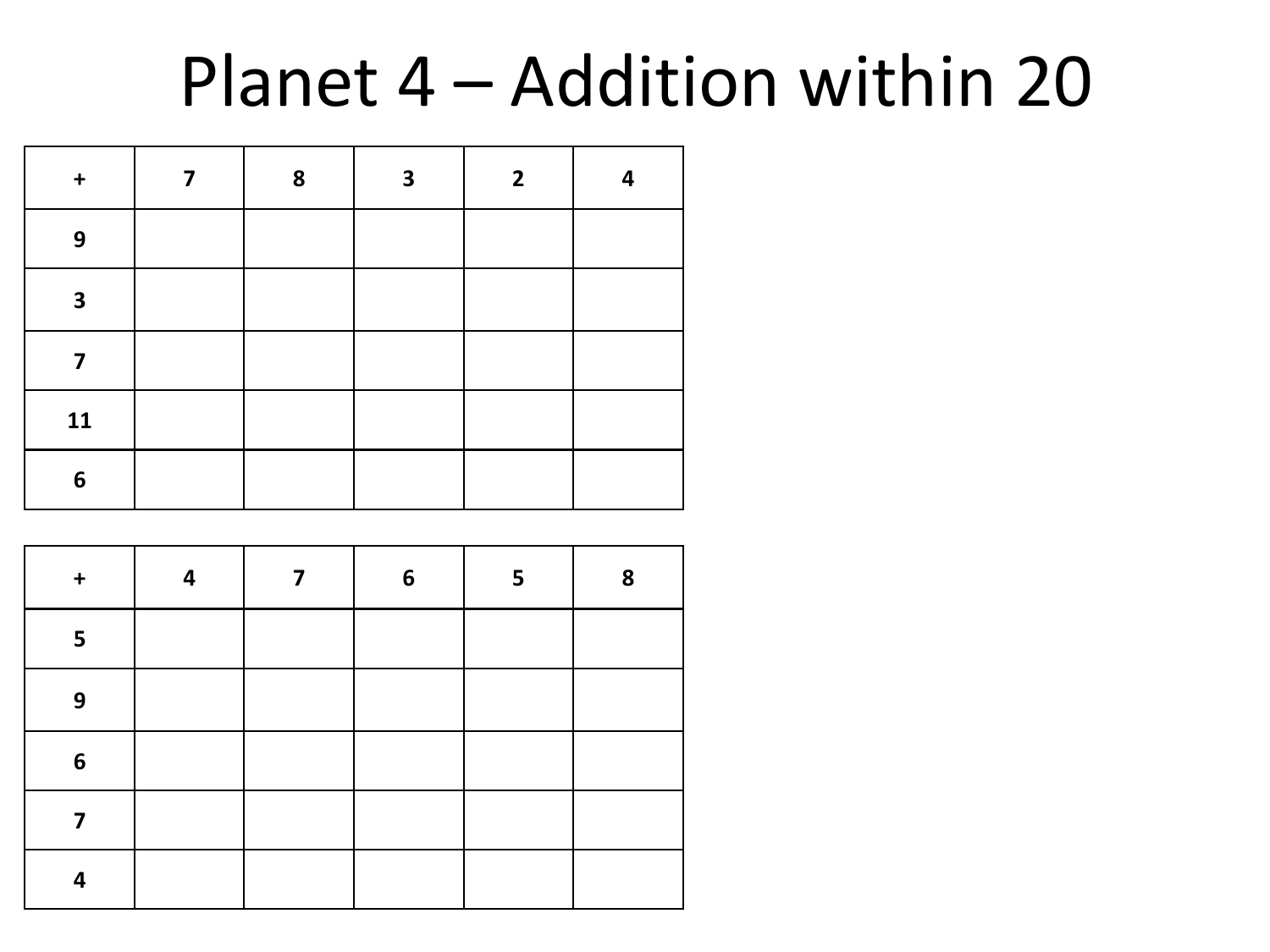# Planet 4 – Addition within 20

| + | 7 | 8 | 3 | 2 | 4 |
|---|---|---|---|---|---|
| 9 | | | | | |
| 3 | | | | | |
| 7 | | | | | |
| 11 | | | | | |
| 6 | | | | | |

| + | 4 | 7 | 6 | 5 | 8 |
|---|---|---|---|---|---|
| 5 | | | | | |
| 9 | | | | | |
| 6 | | | | | |
| 7 | | | | | |
| 4 | | | | | |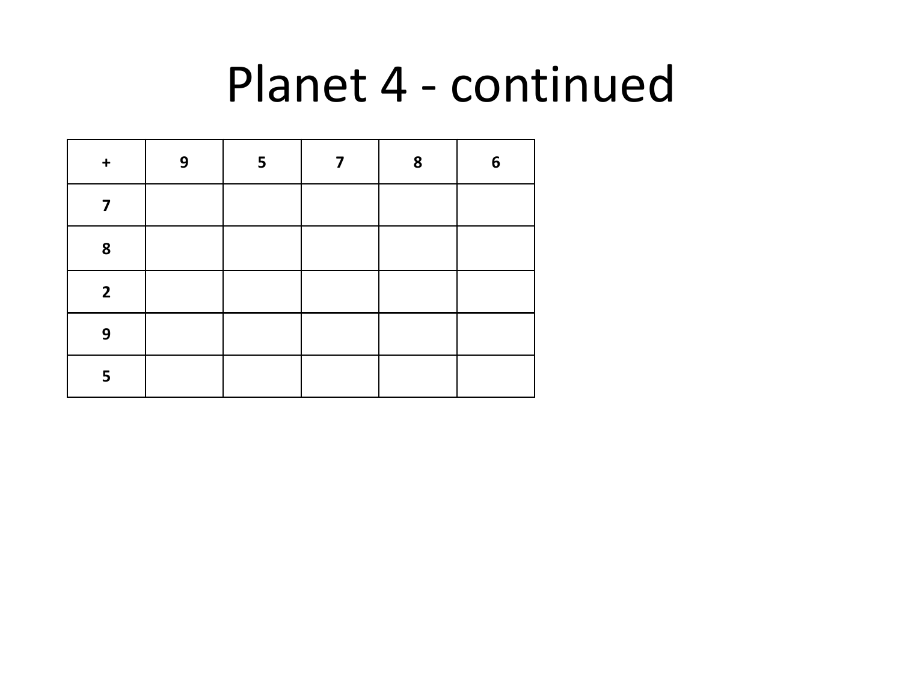# Planet 4 - continued

| + | 9 | 5 | 7 | 8 | 6 |
|---|---|---|---|---|---|
| 7 | | | | | |
| 8 | | | | | |
| 2 | | | | | |
| 9 | | | | | |
| 5 | | | | | |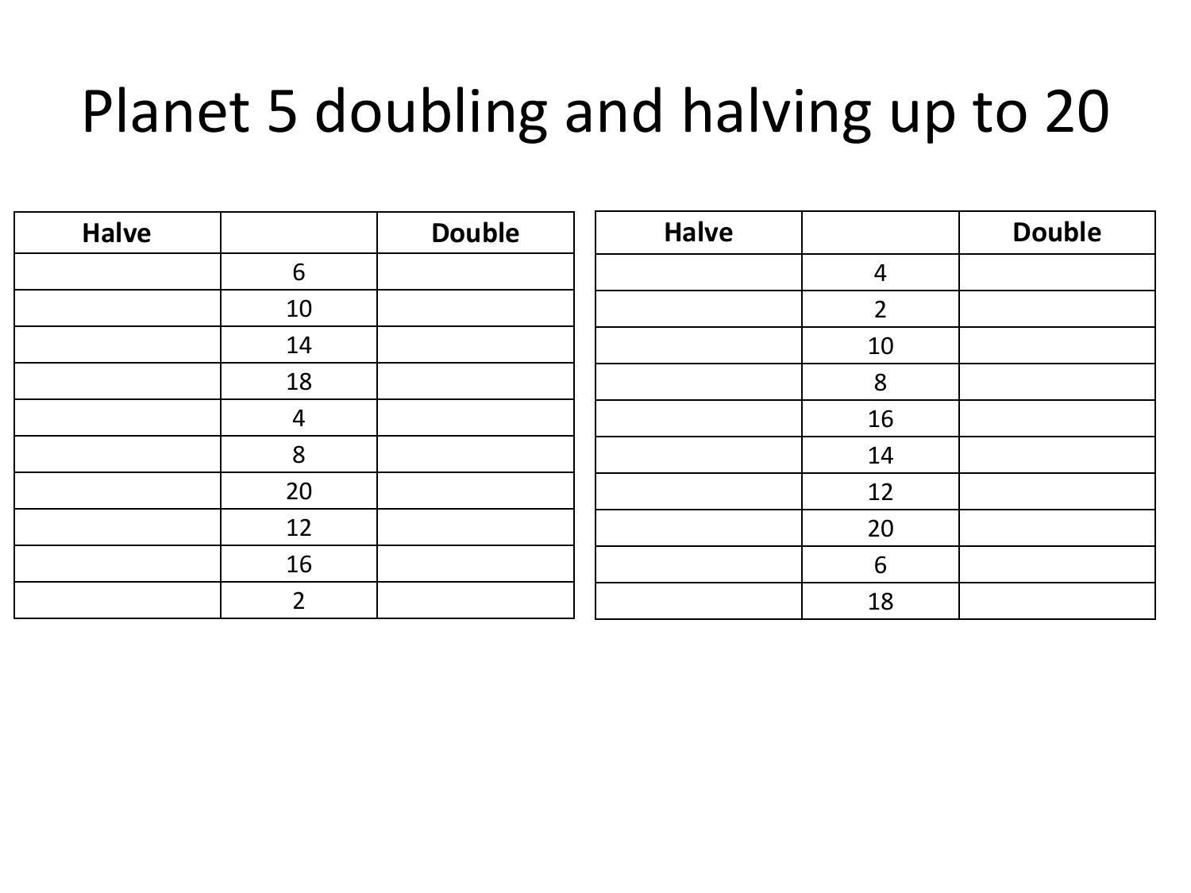# Planet 5 doubling and halving up to 20

| Halve | | Double |
| --- | --- | --- |
| | 6 | |
| | 10 | |
| | 14 | |
| | 18 | |
| | 4 | |
| | 8 | |
| | 20 | |
| | 12 | |
| | 16 | |
| | 2 | |

| Halve | | Double |
| --- | --- | --- |
| | 4 | |
| | 2 | |
| | 10 | |
| | 8 | |
| | 16 | |
| | 14 | |
| | 12 | |
| | 20 | |
| | 6 | |
| | 18 | |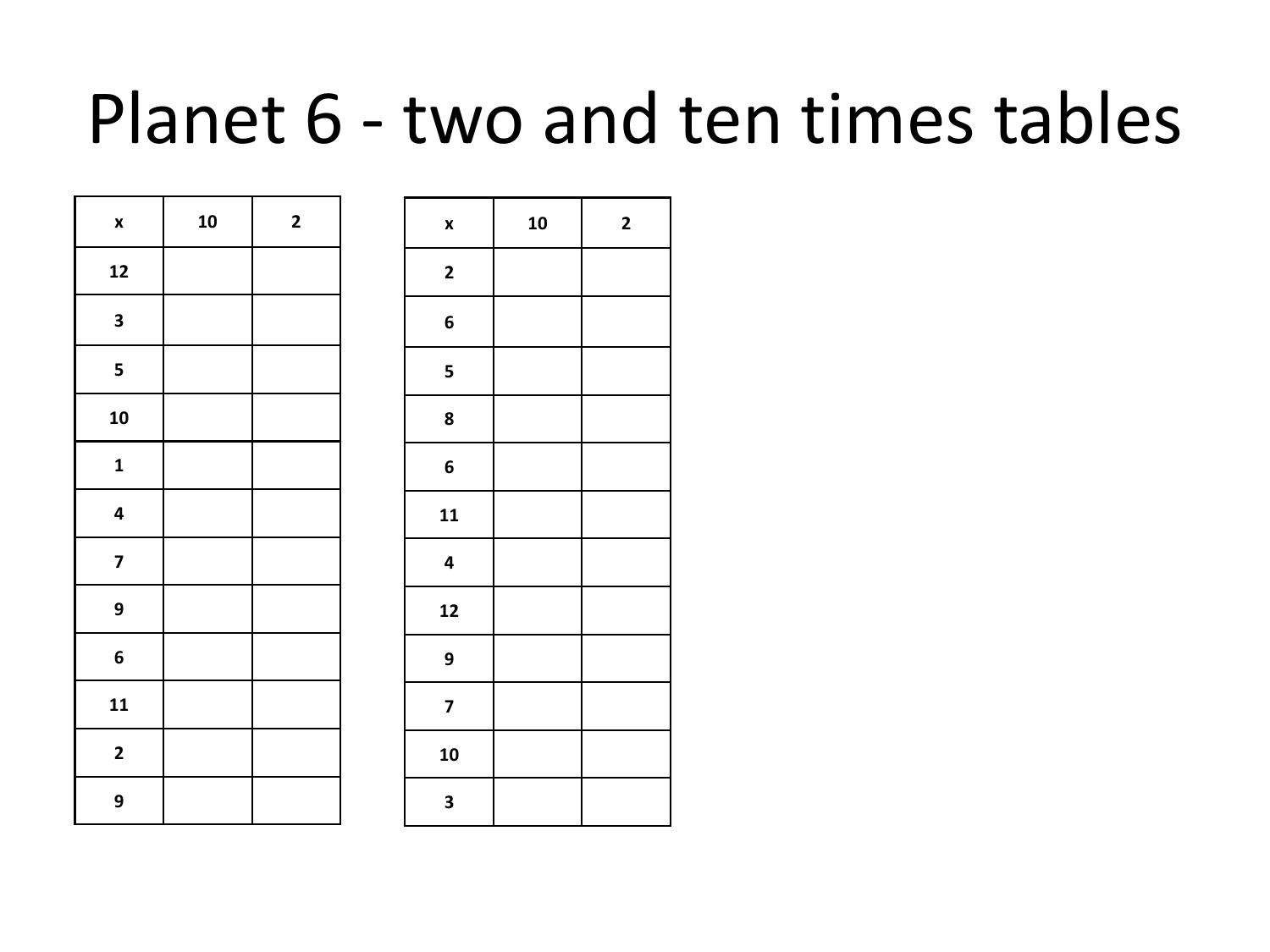# Planet 6 - two and ten times tables

| x | 10 | 2 |
|---|---|---|
| 12 | | |
| 3 | | |
| 5 | | |
| 10 | | |
| 1 | | |
| 4 | | |
| 7 | | |
| 9 | | |
| 6 | | |
| 11 | | |
| 2 | | |
| 9 | | |

| x | 10 | 2 |
|---|---|---|
| 2 | | |
| 6 | | |
| 5 | | |
| 8 | | |
| 6 | | |
| 11 | | |
| 4 | | |
| 12 | | |
| 9 | | |
| 7 | | |
| 10 | | |
| 3 | | |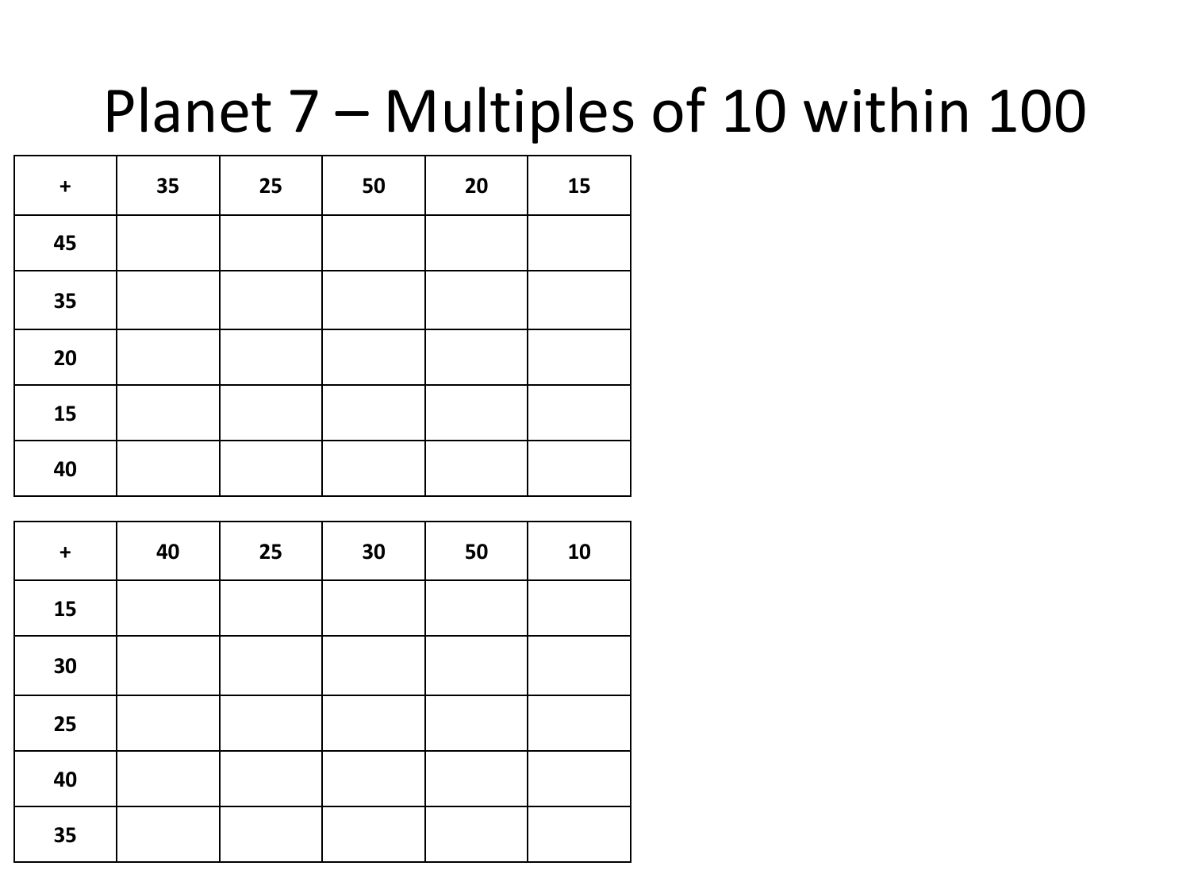# Planet 7 – Multiples of 10 within 100

| + | 35 | 25 | 50 | 20 | 15 |
|---|---|---|---|---|---|
| 45 | | | | | |
| 35 | | | | | |
| 20 | | | | | |
| 15 | | | | | |
| 40 | | | | | |

| + | 40 | 25 | 30 | 50 | 10 |
|---|---|---|---|---|---|
| 15 | | | | | |
| 30 | | | | | |
| 25 | | | | | |
| 40 | | | | | |
| 35 | | | | | |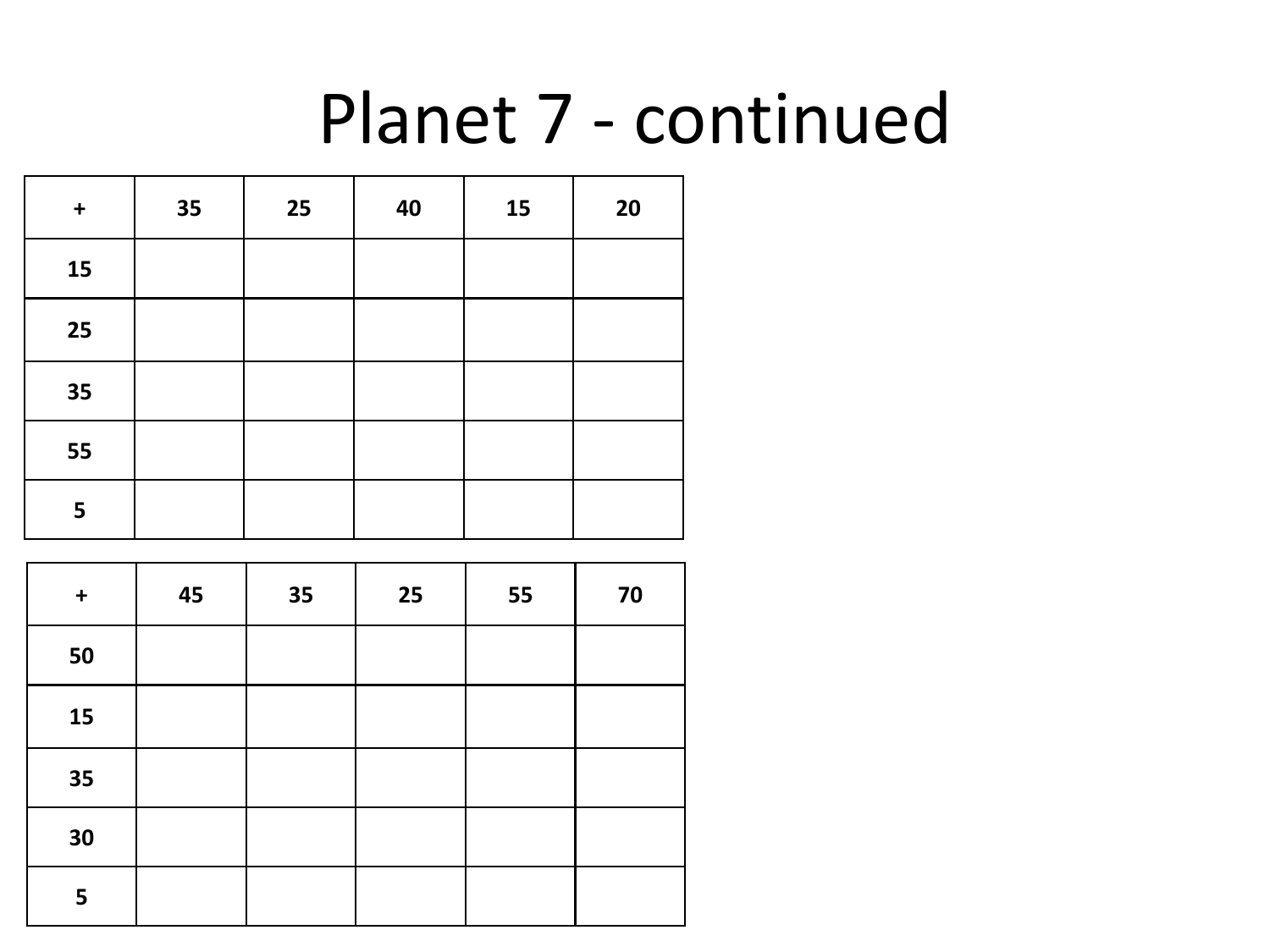# Planet 7 - continued

| + | 35 | 25 | 40 | 15 | 20 |
|---|---|---|---|---|---|
| 15 | | | | | |
| 25 | | | | | |
| 35 | | | | | |
| 55 | | | | | |
| 5 | | | | | |

| + | 45 | 35 | 25 | 55 | 70 |
|---|---|---|---|---|---|
| 50 | | | | | |
| 15 | | | | | |
| 35 | | | | | |
| 30 | | | | | |
| 5 | | | | | |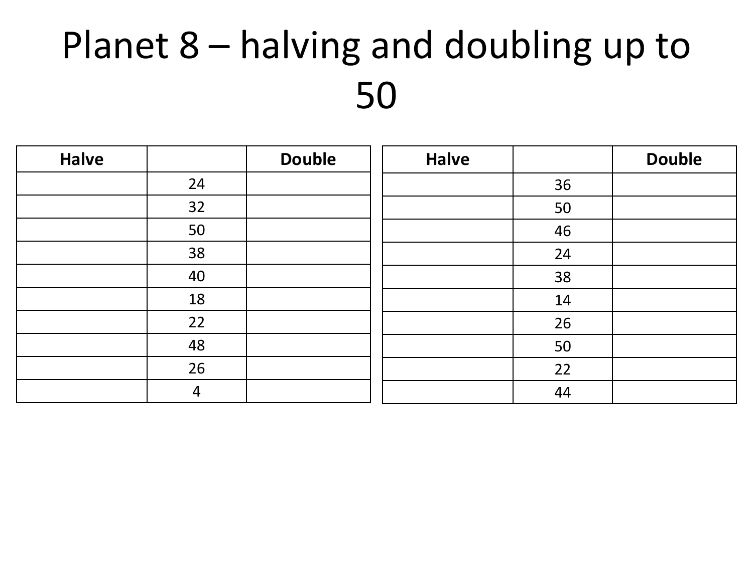# Planet 8 – halving and doubling up to 50

| Halve | | Double |
|---|---|---|
| | 24 | |
| | 32 | |
| | 50 | |
| | 38 | |
| | 40 | |
| | 18 | |
| | 22 | |
| | 48 | |
| | 26 | |
| | 4 | |

| Halve | | Double |
|---|---|---|
| | 36 | |
| | 50 | |
| | 46 | |
| | 24 | |
| | 38 | |
| | 14 | |
| | 26 | |
| | 50 | |
| | 22 | |
| | 44 | |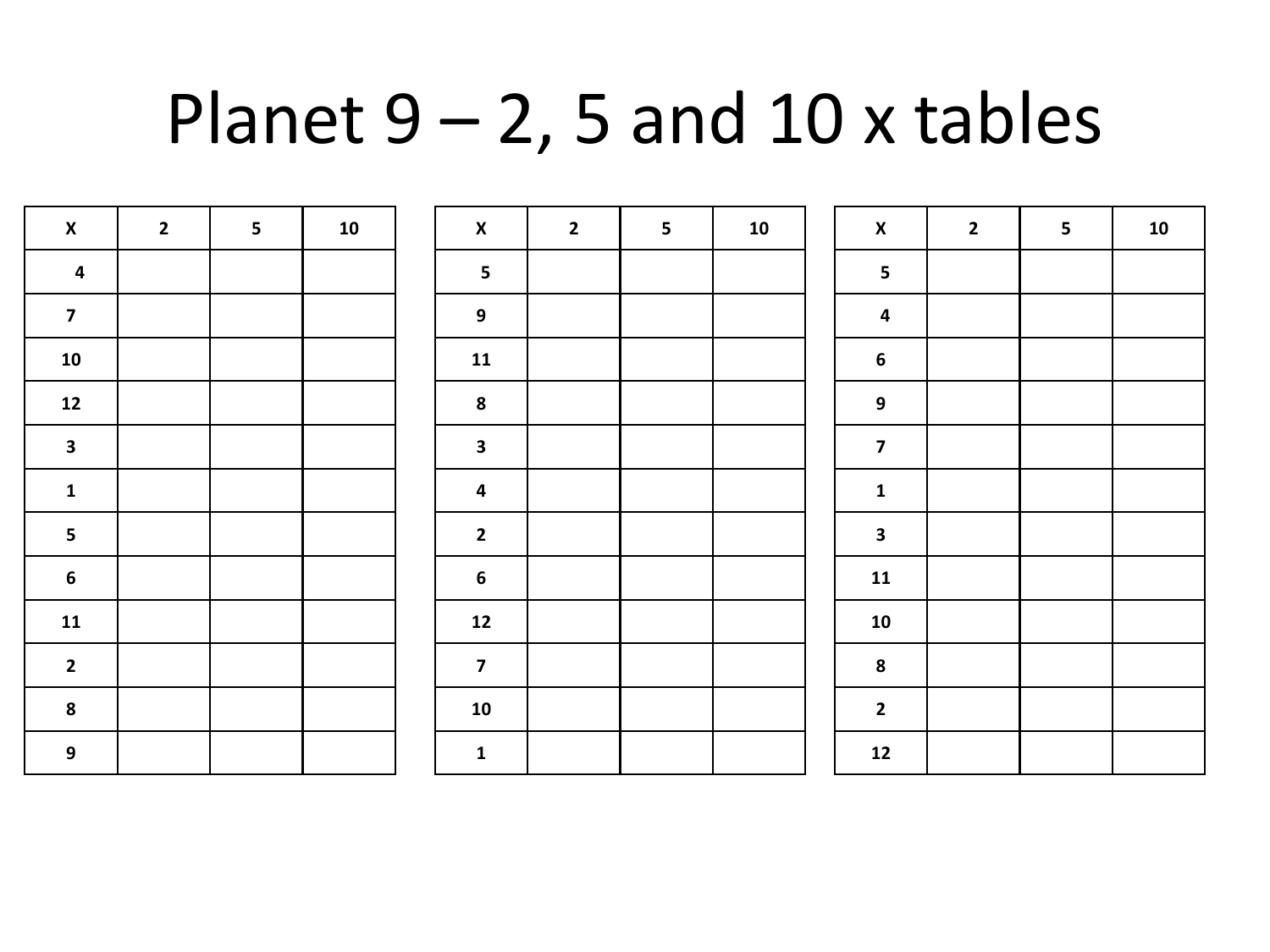# Planet 9 – 2, 5 and 10 x tables

| X | 2 | 5 | 10 |
|---|---|---|---|
| 4 | | | |
| 7 | | | |
| 10 | | | |
| 12 | | | |
| 3 | | | |
| 1 | | | |
| 5 | | | |
| 6 | | | |
| 11 | | | |
| 2 | | | |
| 8 | | | |
| 9 | | | |

| X | 2 | 5 | 10 |
|---|---|---|---|
| 5 | | | |
| 9 | | | |
| 11 | | | |
| 8 | | | |
| 3 | | | |
| 4 | | | |
| 2 | | | |
| 6 | | | |
| 12 | | | |
| 7 | | | |
| 10 | | | |
| 1 | | | |

| X | 2 | 5 | 10 |
|---|---|---|---|
| 5 | | | |
| 4 | | | |
| 6 | | | |
| 9 | | | |
| 7 | | | |
| 1 | | | |
| 3 | | | |
| 11 | | | |
| 10 | | | |
| 8 | | | |
| 2 | | | |
| 12 | | | |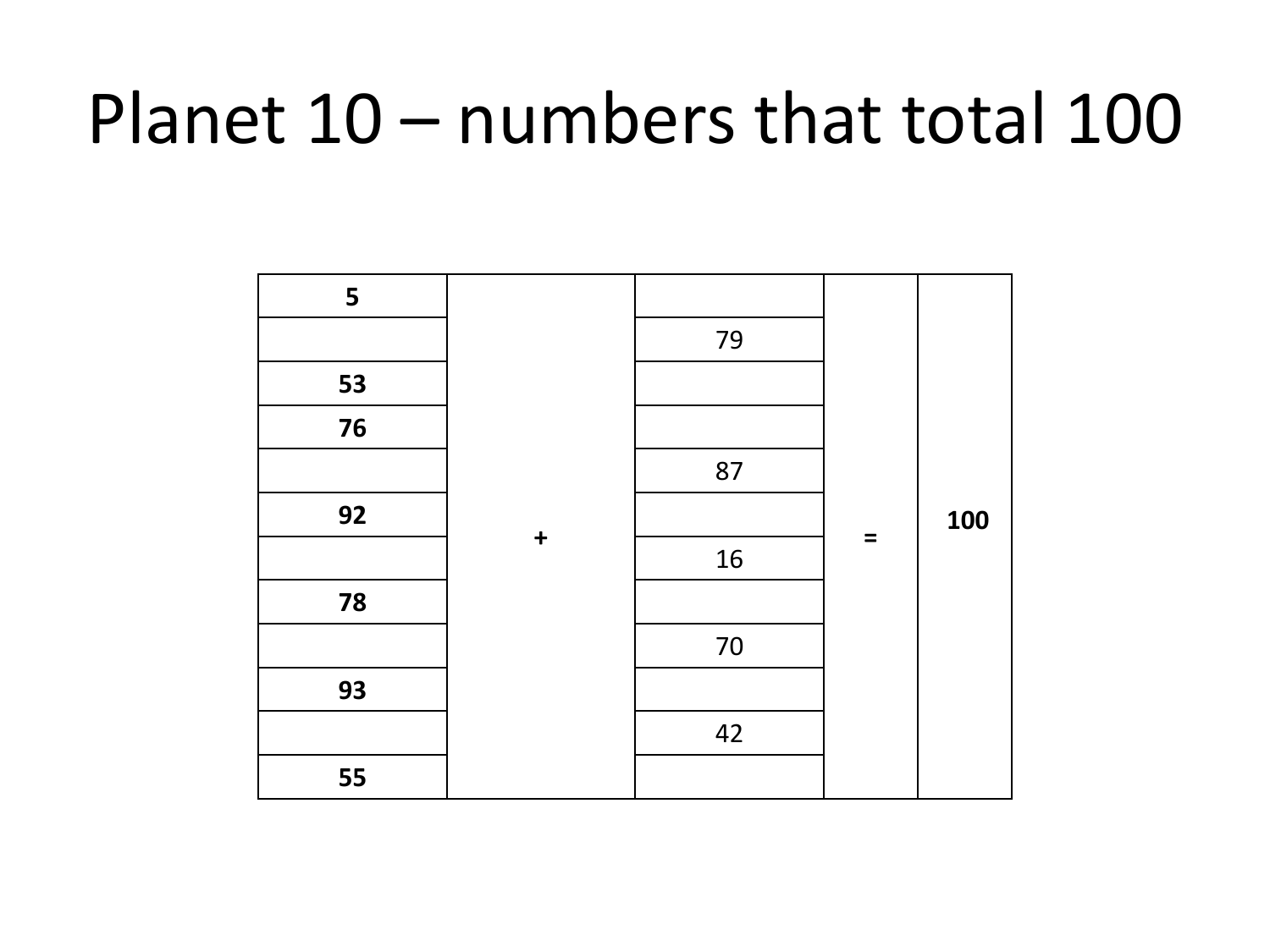# Planet 10 – numbers that total 100

| | | | | |
|---|---|---|---|---|
| **5** | | | | |
| | | 79 | | |
| **53** | | | | |
| **76** | | | | |
| | | 87 | | |
| **92** | | | | **100** |
| | **+** | 16 | **=** | |
| **78** | | | | |
| | | 70 | | |
| **93** | | | | |
| | | 42 | | |
| **55** | | | | |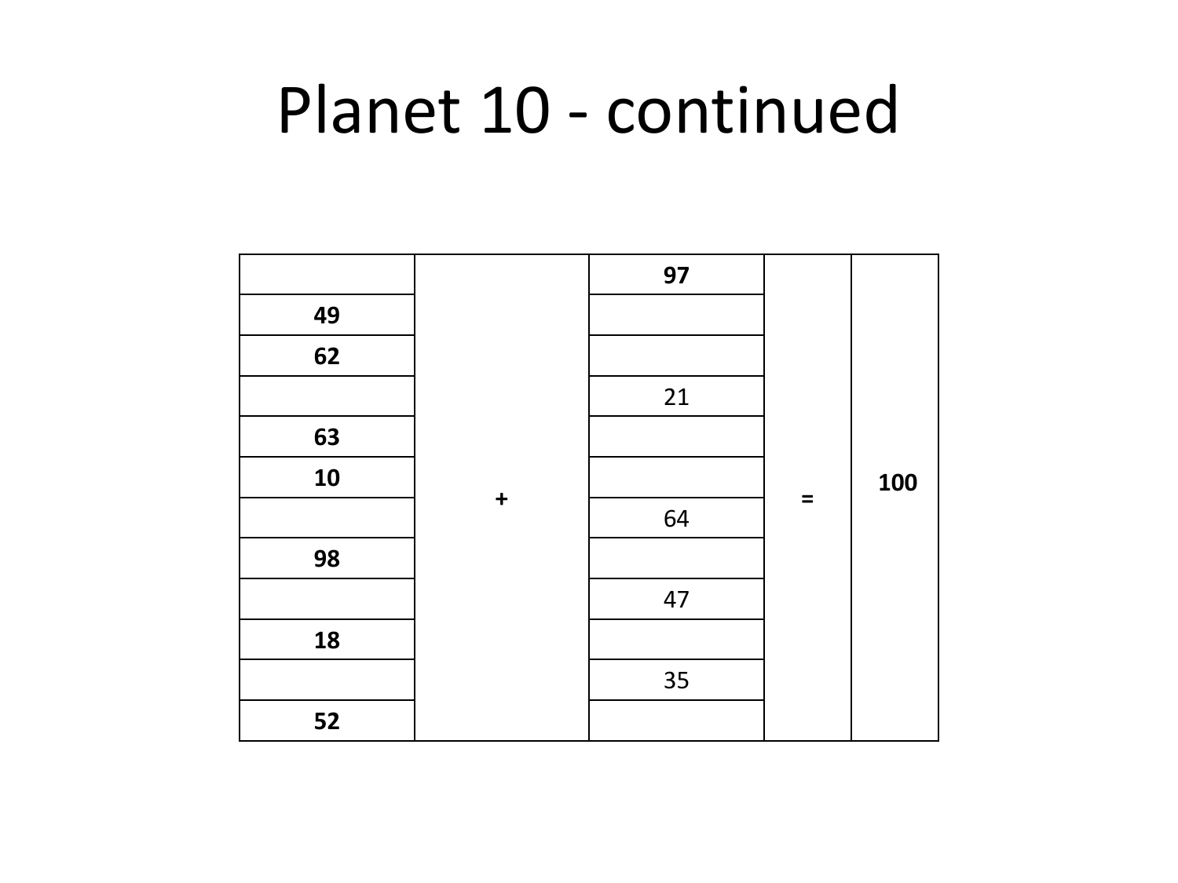# Planet 10 - continued

| | | | | |
|---|---|---|---|---|
| | + | **97** | = | **100** |
| **49** | | | | |
| **62** | | | | |
| | | 21 | | |
| **63** | | | | |
| **10** | | | | |
| | | 64 | | |
| **98** | | | | |
| | | 47 | | |
| **18** | | | | |
| | | 35 | | |
| **52** | | | | |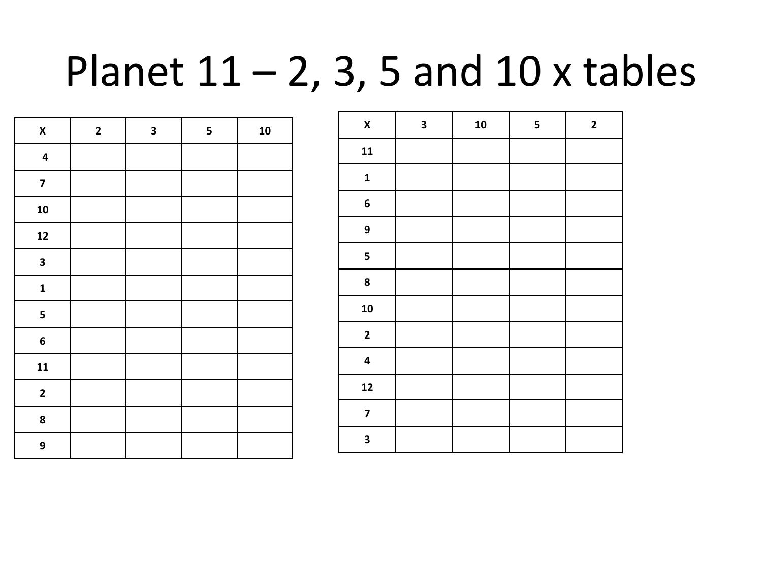# Planet 11 – 2, 3, 5 and 10 x tables

| X | 2 | 3 | 5 | 10 |
|---|---|---|---|---|
| 4 | | | | |
| 7 | | | | |
| 10 | | | | |
| 12 | | | | |
| 3 | | | | |
| 1 | | | | |
| 5 | | | | |
| 6 | | | | |
| 11 | | | | |
| 2 | | | | |
| 8 | | | | |
| 9 | | | | |

| X | 3 | 10 | 5 | 2 |
|---|---|---|---|---|
| 11 | | | | |
| 1 | | | | |
| 6 | | | | |
| 9 | | | | |
| 5 | | | | |
| 8 | | | | |
| 10 | | | | |
| 2 | | | | |
| 4 | | | | |
| 12 | | | | |
| 7 | | | | |
| 3 | | | | |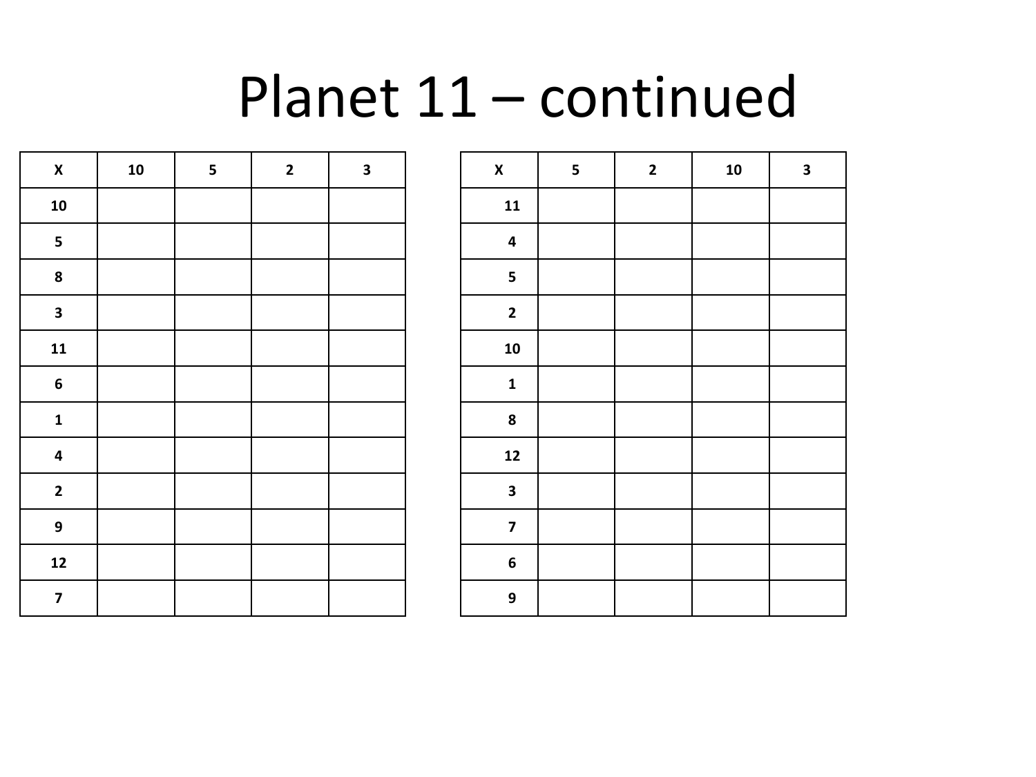# Planet 11 – continued

| X | 10 | 5 | 2 | 3 |
|---|---|---|---|---|
| 10 | | | | |
| 5 | | | | |
| 8 | | | | |
| 3 | | | | |
| 11 | | | | |
| 6 | | | | |
| 1 | | | | |
| 4 | | | | |
| 2 | | | | |
| 9 | | | | |
| 12 | | | | |
| 7 | | | | |

| X | 5 | 2 | 10 | 3 |
|---|---|---|---|---|
| 11 | | | | |
| 4 | | | | |
| 5 | | | | |
| 2 | | | | |
| 10 | | | | |
| 1 | | | | |
| 8 | | | | |
| 12 | | | | |
| 3 | | | | |
| 7 | | | | |
| 6 | | | | |
| 9 | | | | |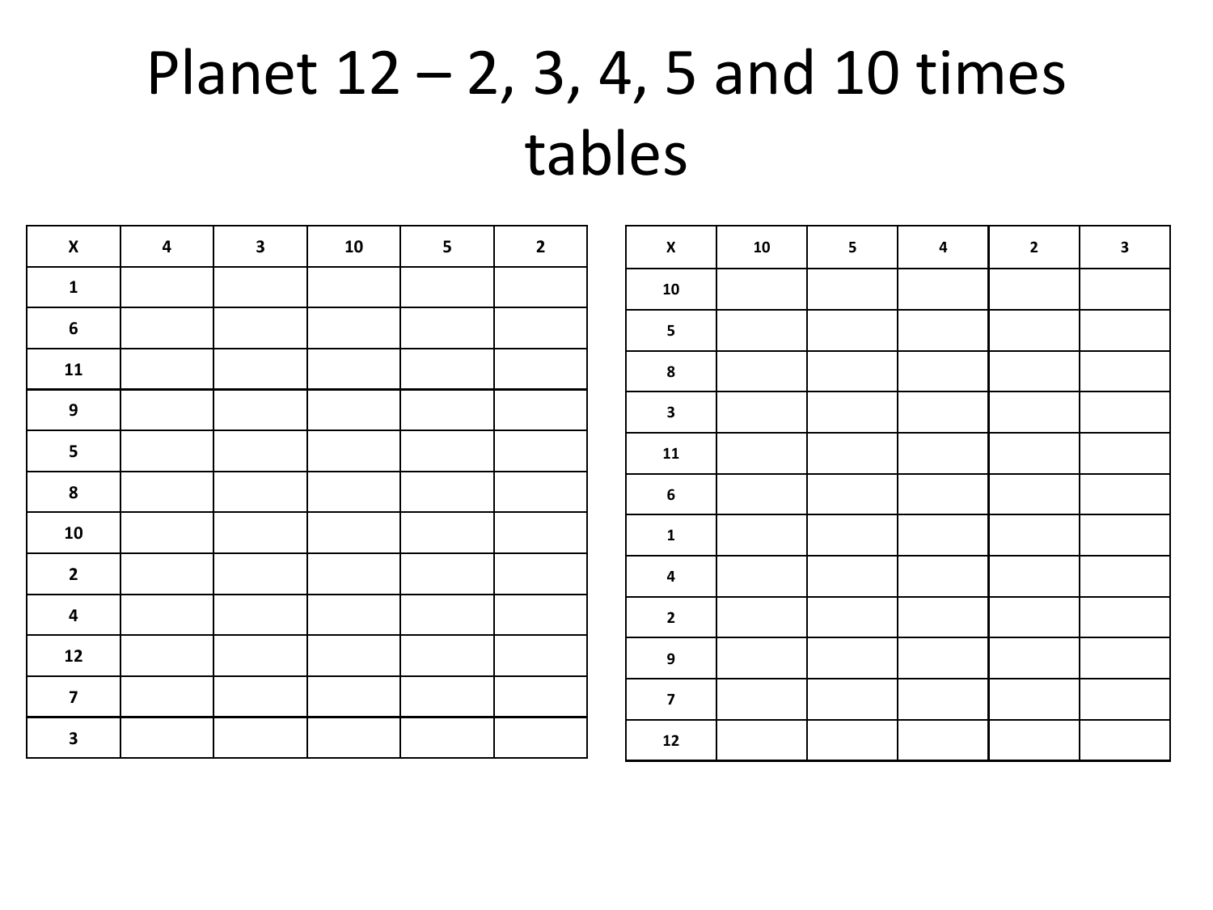# Planet 12 – 2, 3, 4, 5 and 10 times tables

| X | 4 | 3 | 10 | 5 | 2 |
|---|---|---|---|---|---|
| 1 | | | | | |
| 6 | | | | | |
| 11 | | | | | |
| 9 | | | | | |
| 5 | | | | | |
| 8 | | | | | |
| 10 | | | | | |
| 2 | | | | | |
| 4 | | | | | |
| 12 | | | | | |
| 7 | | | | | |
| 3 | | | | | |

| X | 10 | 5 | 4 | 2 | 3 |
|---|---|---|---|---|---|
| 10 | | | | | |
| 5 | | | | | |
| 8 | | | | | |
| 3 | | | | | |
| 11 | | | | | |
| 6 | | | | | |
| 1 | | | | | |
| 4 | | | | | |
| 2 | | | | | |
| 9 | | | | | |
| 7 | | | | | |
| 12 | | | | | |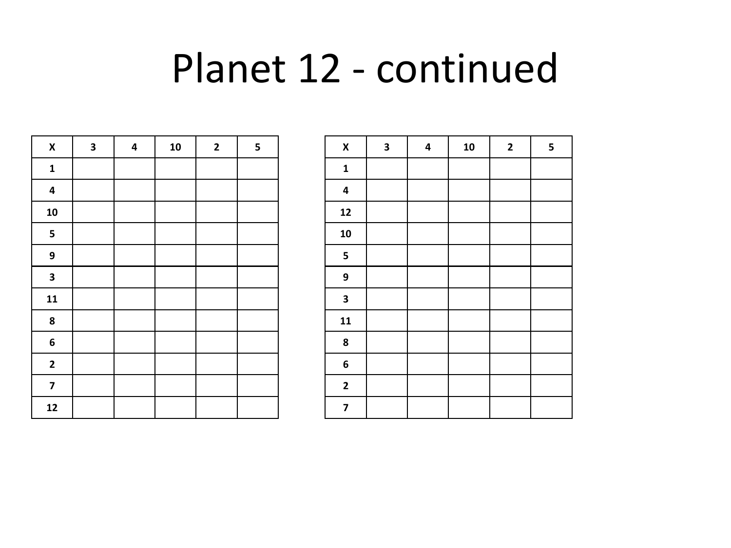# Planet 12 - continued

| X | 3 | 4 | 10 | 2 | 5 |
|---|---|---|---|---|---|
| 1 | | | | | |
| 4 | | | | | |
| 10 | | | | | |
| 5 | | | | | |
| 9 | | | | | |
| 3 | | | | | |
| 11 | | | | | |
| 8 | | | | | |
| 6 | | | | | |
| 2 | | | | | |
| 7 | | | | | |
| 12 | | | | | |

| X | 3 | 4 | 10 | 2 | 5 |
|---|---|---|---|---|---|
| 1 | | | | | |
| 4 | | | | | |
| 12 | | | | | |
| 10 | | | | | |
| 5 | | | | | |
| 9 | | | | | |
| 3 | | | | | |
| 11 | | | | | |
| 8 | | | | | |
| 6 | | | | | |
| 2 | | | | | |
| 7 | | | | | |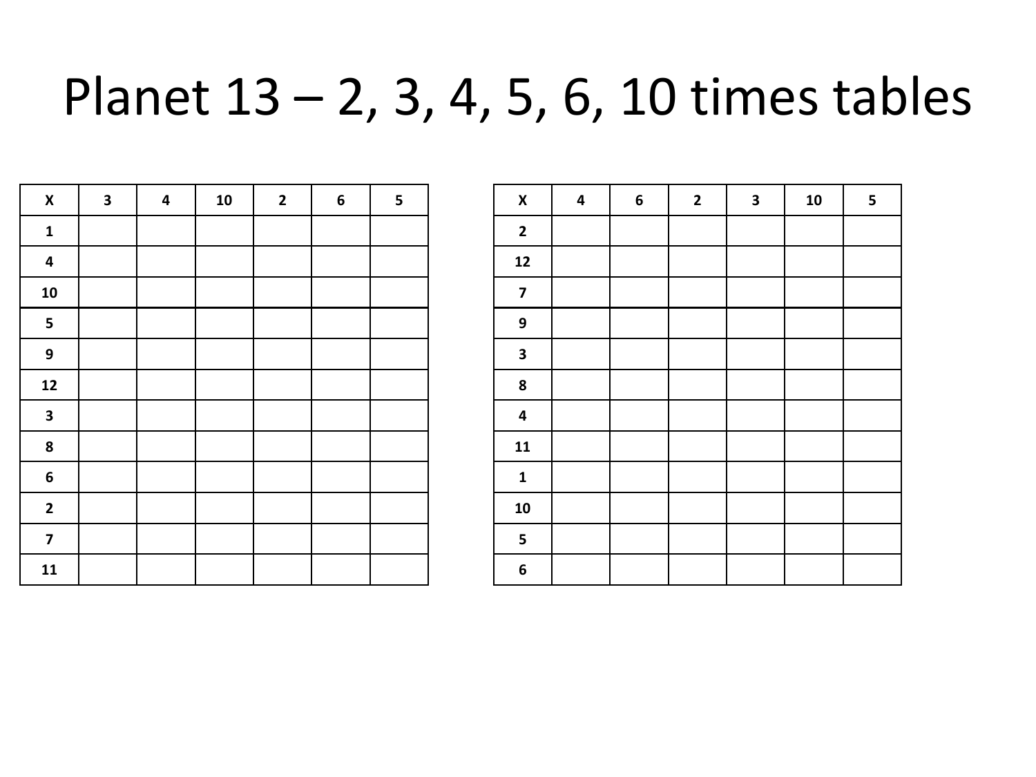# Planet 13 – 2, 3, 4, 5, 6, 10 times tables

| X | 3 | 4 | 10 | 2 | 6 | 5 |
|---|---|---|---|---|---|---|
| 1 | | | | | | |
| 4 | | | | | | |
| 10 | | | | | | |
| 5 | | | | | | |
| 9 | | | | | | |
| 12 | | | | | | |
| 3 | | | | | | |
| 8 | | | | | | |
| 6 | | | | | | |
| 2 | | | | | | |
| 7 | | | | | | |
| 11 | | | | | | |

| X | 4 | 6 | 2 | 3 | 10 | 5 |
|---|---|---|---|---|---|---|
| 2 | | | | | | |
| 12 | | | | | | |
| 7 | | | | | | |
| 9 | | | | | | |
| 3 | | | | | | |
| 8 | | | | | | |
| 4 | | | | | | |
| 11 | | | | | | |
| 1 | | | | | | |
| 10 | | | | | | |
| 5 | | | | | | |
| 6 | | | | | | |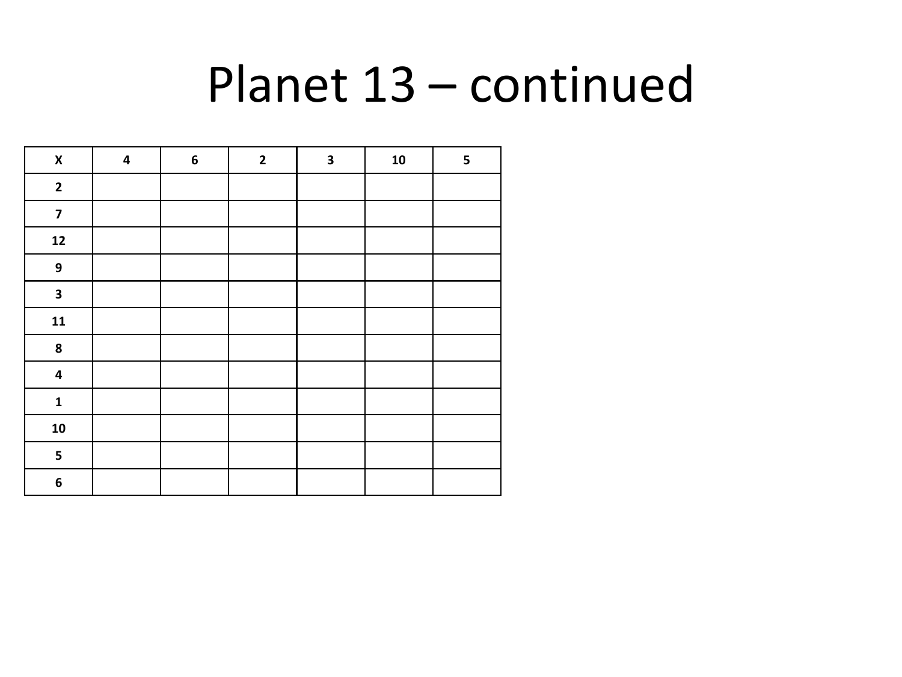# Planet 13 – continued

| X | 4 | 6 | 2 | 3 | 10 | 5 |
|---|---|---|---|---|---|---|
| 2 | | | | | | |
| 7 | | | | | | |
| 12 | | | | | | |
| 9 | | | | | | |
| 3 | | | | | | |
| 11 | | | | | | |
| 8 | | | | | | |
| 4 | | | | | | |
| 1 | | | | | | |
| 10 | | | | | | |
| 5 | | | | | | |
| 6 | | | | | | |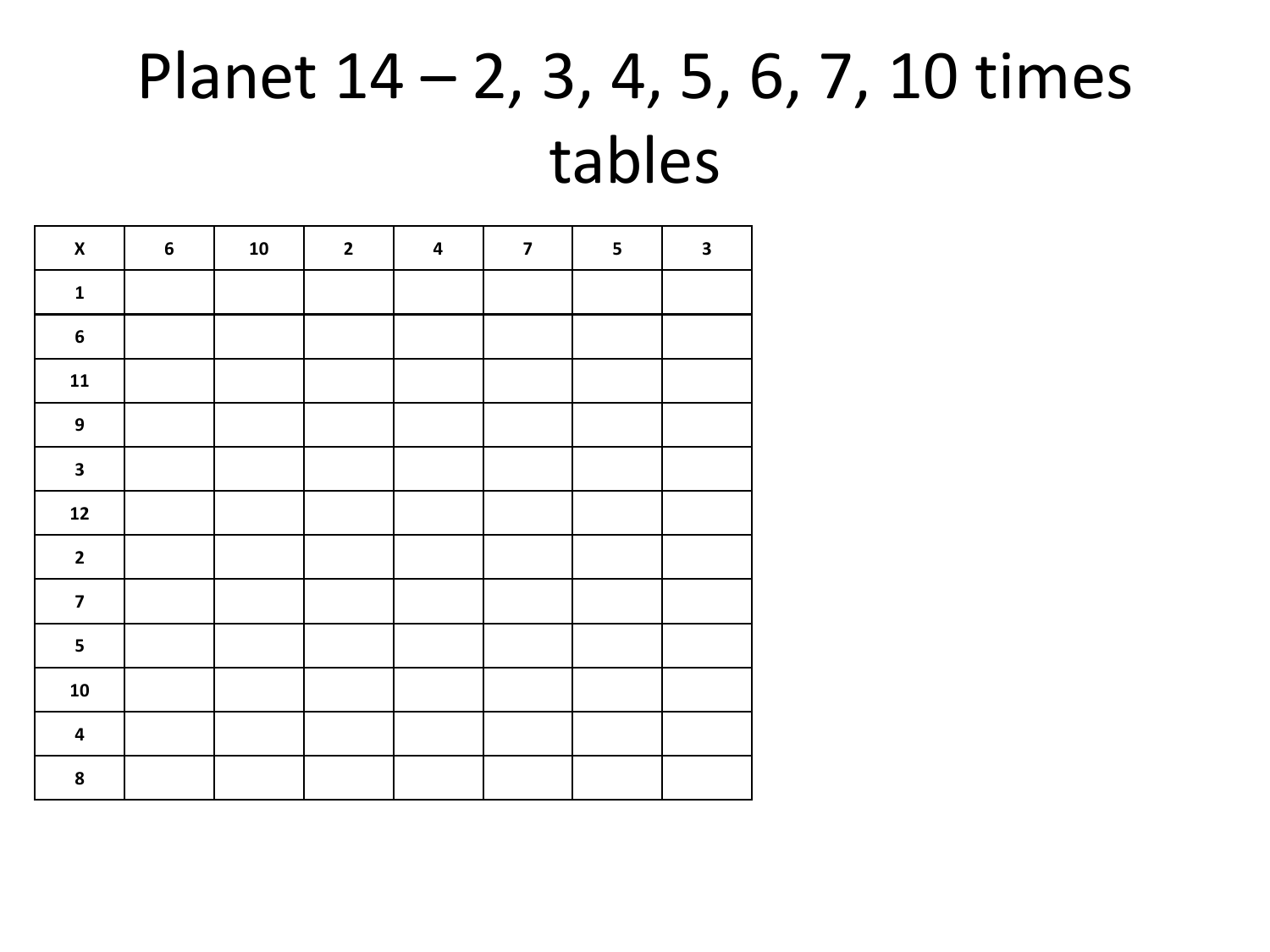# Planet 14 – 2, 3, 4, 5, 6, 7, 10 times tables

| X | 6 | 10 | 2 | 4 | 7 | 5 | 3 |
|---|---|---|---|---|---|---|---|
| 1 | | | | | | | |
| 6 | | | | | | | |
| 11 | | | | | | | |
| 9 | | | | | | | |
| 3 | | | | | | | |
| 12 | | | | | | | |
| 2 | | | | | | | |
| 7 | | | | | | | |
| 5 | | | | | | | |
| 10 | | | | | | | |
| 4 | | | | | | | |
| 8 | | | | | | | |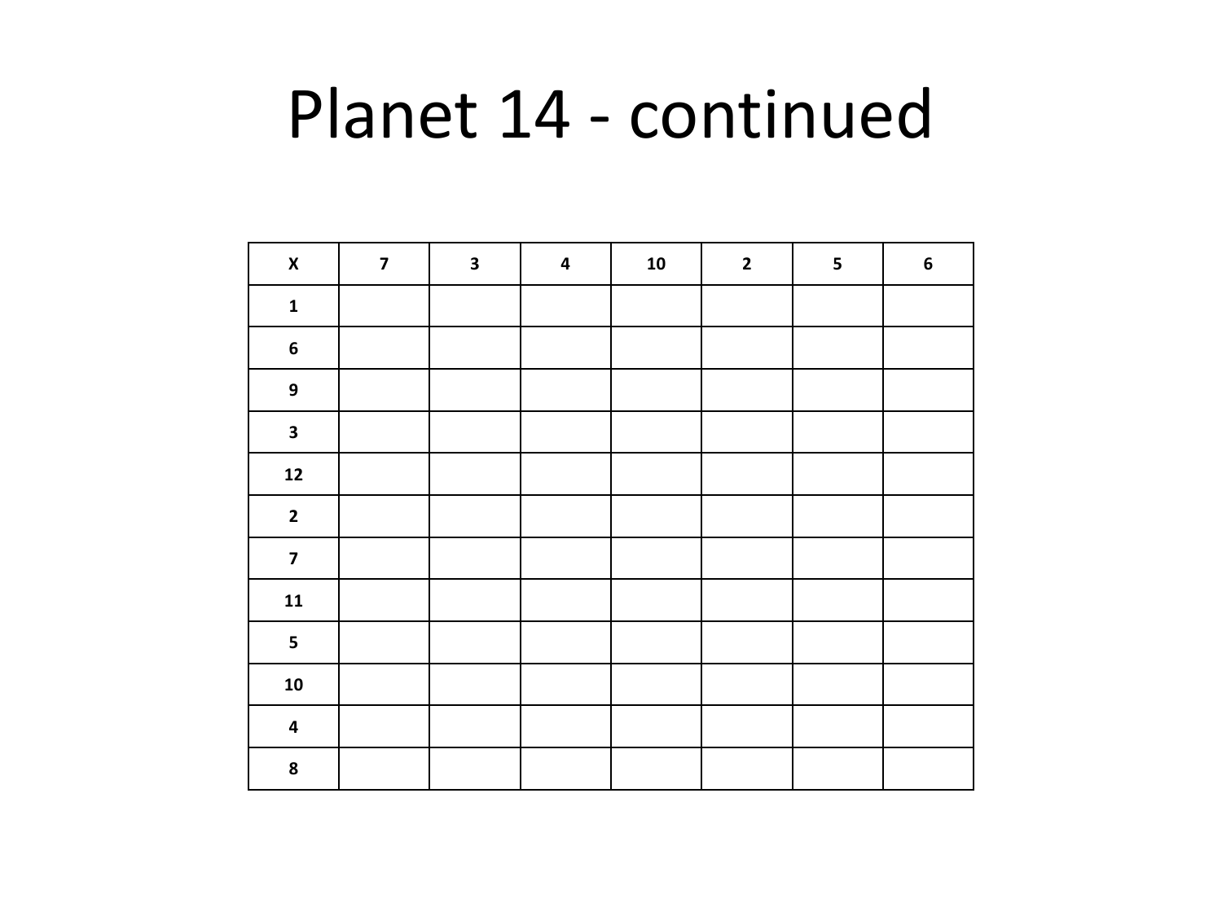# Planet 14 - continued

| X | 7 | 3 | 4 | 10 | 2 | 5 | 6 |
|---|---|---|---|---|---|---|---|
| 1 | | | | | | | |
| 6 | | | | | | | |
| 9 | | | | | | | |
| 3 | | | | | | | |
| 12 | | | | | | | |
| 2 | | | | | | | |
| 7 | | | | | | | |
| 11 | | | | | | | |
| 5 | | | | | | | |
| 10 | | | | | | | |
| 4 | | | | | | | |
| 8 | | | | | | | |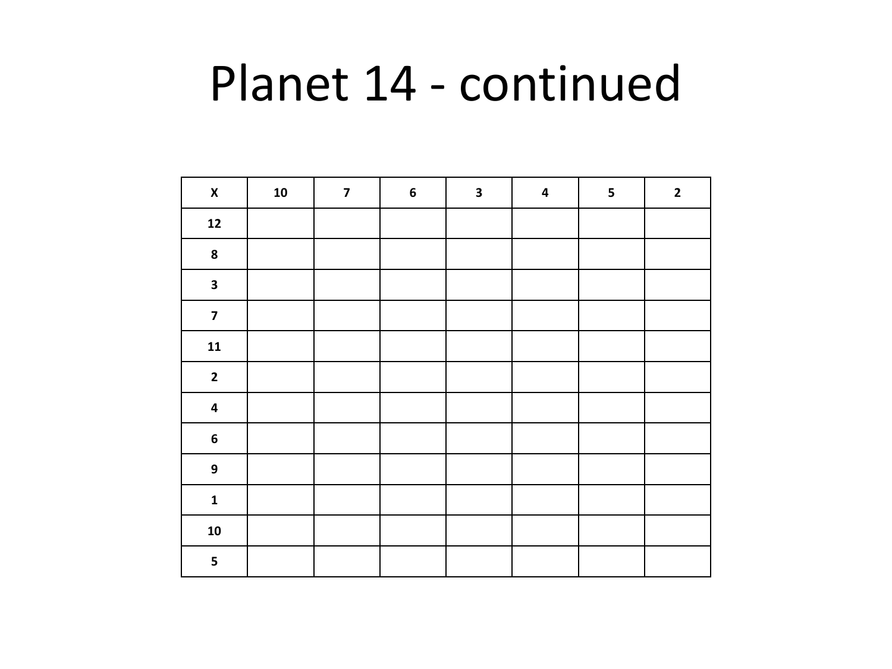# Planet 14 - continued

| X | 10 | 7 | 6 | 3 | 4 | 5 | 2 |
|---|---|---|---|---|---|---|---|
| 12 | | | | | | | |
| 8 | | | | | | | |
| 3 | | | | | | | |
| 7 | | | | | | | |
| 11 | | | | | | | |
| 2 | | | | | | | |
| 4 | | | | | | | |
| 6 | | | | | | | |
| 9 | | | | | | | |
| 1 | | | | | | | |
| 10 | | | | | | | |
| 5 | | | | | | | |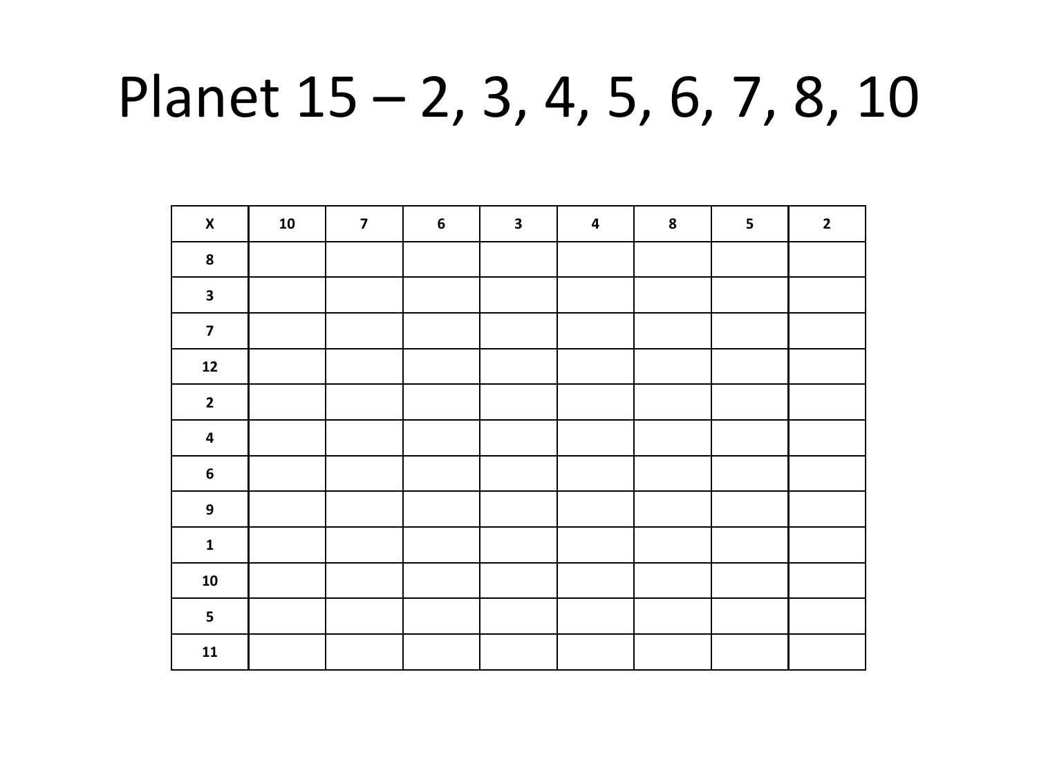# Planet 15 – 2, 3, 4, 5, 6, 7, 8, 10

| X | 10 | 7 | 6 | 3 | 4 | 8 | 5 | 2 |
|---|---|---|---|---|---|---|---|---|
| 8 | | | | | | | | |
| 3 | | | | | | | | |
| 7 | | | | | | | | |
| 12 | | | | | | | | |
| 2 | | | | | | | | |
| 4 | | | | | | | | |
| 6 | | | | | | | | |
| 9 | | | | | | | | |
| 1 | | | | | | | | |
| 10 | | | | | | | | |
| 5 | | | | | | | | |
| 11 | | | | | | | | |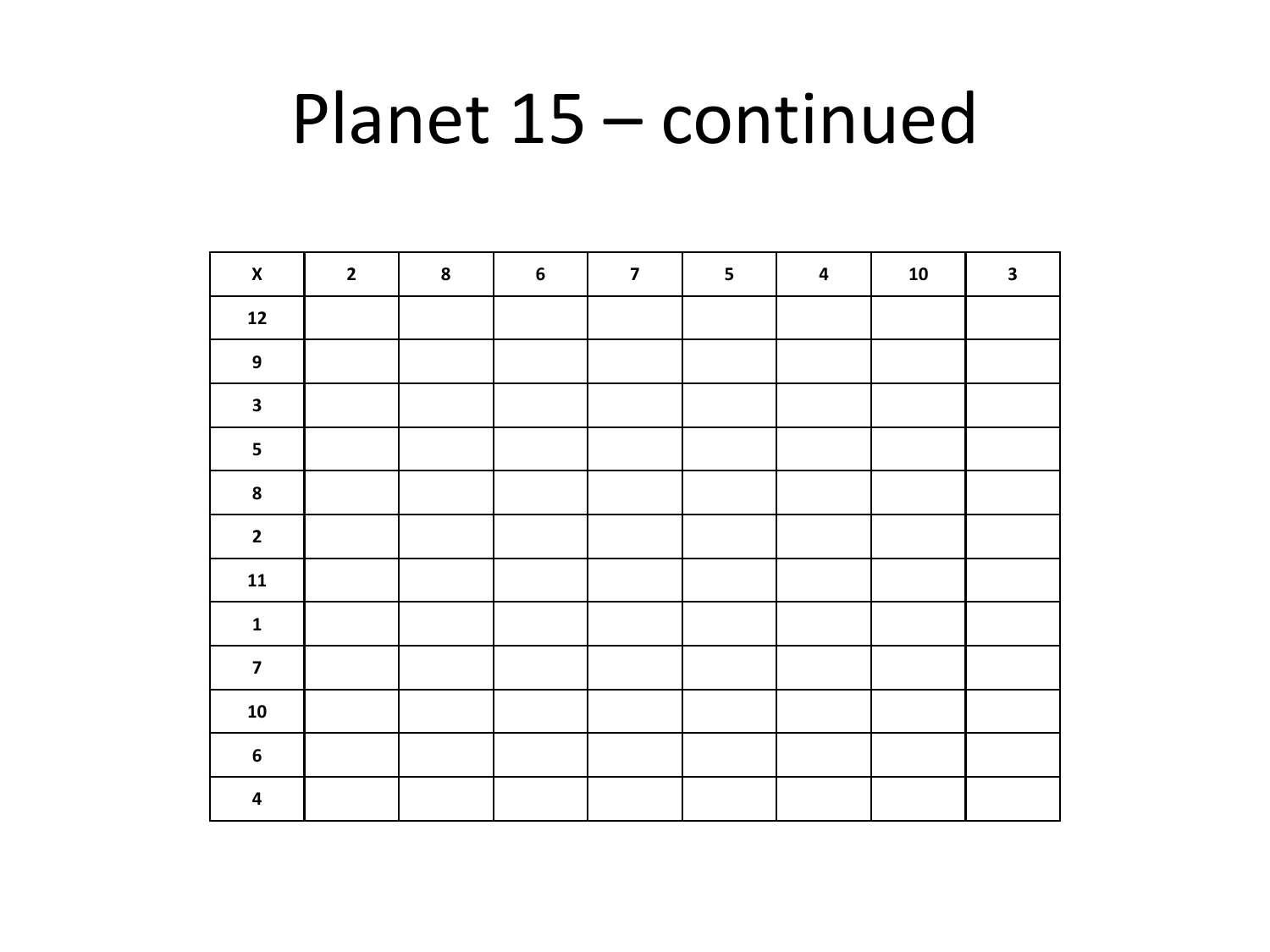# Planet 15 – continued

| X | 2 | 8 | 6 | 7 | 5 | 4 | 10 | 3 |
|---|---|---|---|---|---|---|---|---|
| 12 | | | | | | | | |
| 9 | | | | | | | | |
| 3 | | | | | | | | |
| 5 | | | | | | | | |
| 8 | | | | | | | | |
| 2 | | | | | | | | |
| 11 | | | | | | | | |
| 1 | | | | | | | | |
| 7 | | | | | | | | |
| 10 | | | | | | | | |
| 6 | | | | | | | | |
| 4 | | | | | | | | |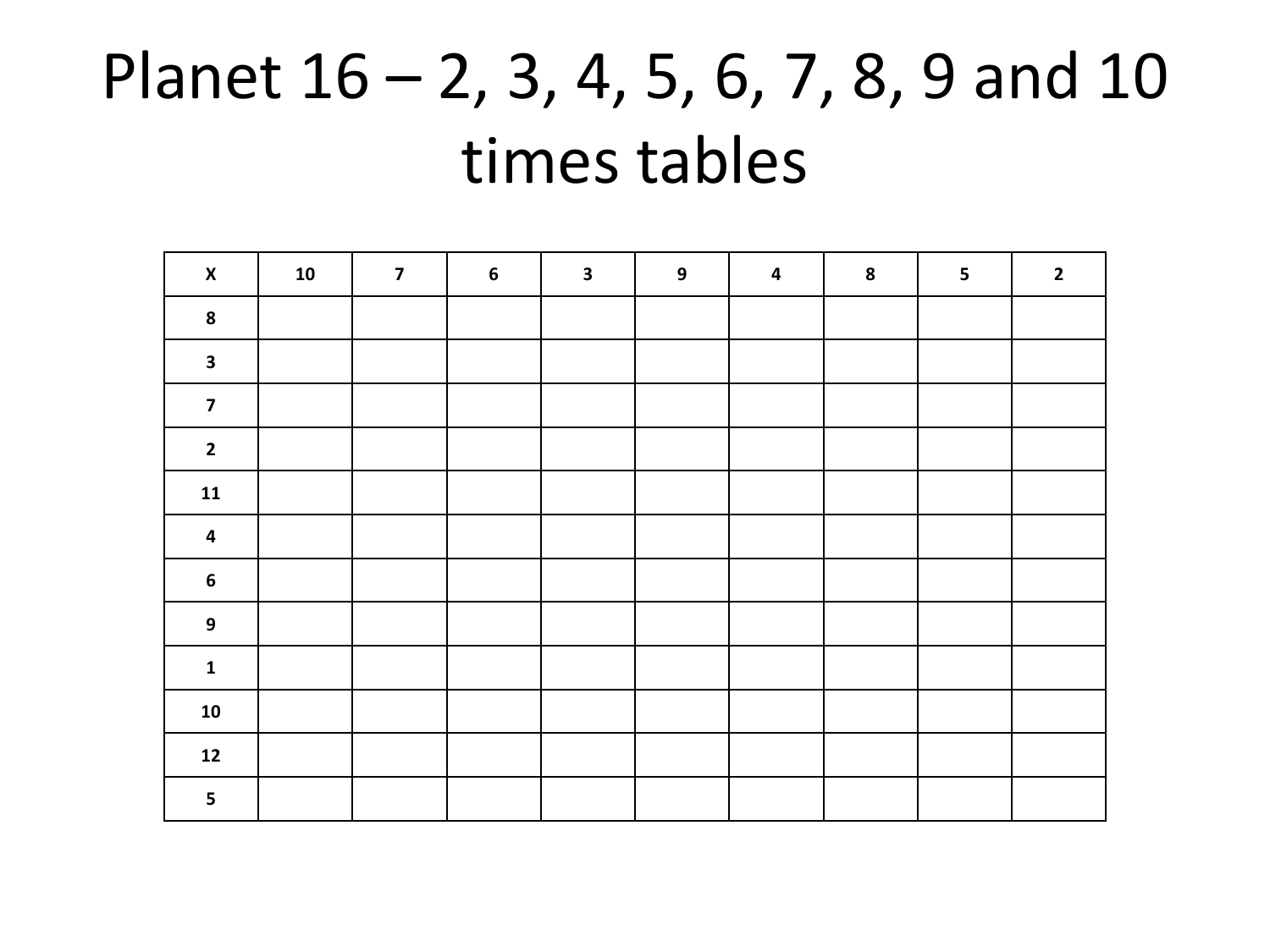# Planet 16 – 2, 3, 4, 5, 6, 7, 8, 9 and 10 times tables

| X | 10 | 7 | 6 | 3 | 9 | 4 | 8 | 5 | 2 |
|---|---|---|---|---|---|---|---|---|---|
| 8 | | | | | | | | | |
| 3 | | | | | | | | | |
| 7 | | | | | | | | | |
| 2 | | | | | | | | | |
| 11 | | | | | | | | | |
| 4 | | | | | | | | | |
| 6 | | | | | | | | | |
| 9 | | | | | | | | | |
| 1 | | | | | | | | | |
| 10 | | | | | | | | | |
| 12 | | | | | | | | | |
| 5 | | | | | | | | | |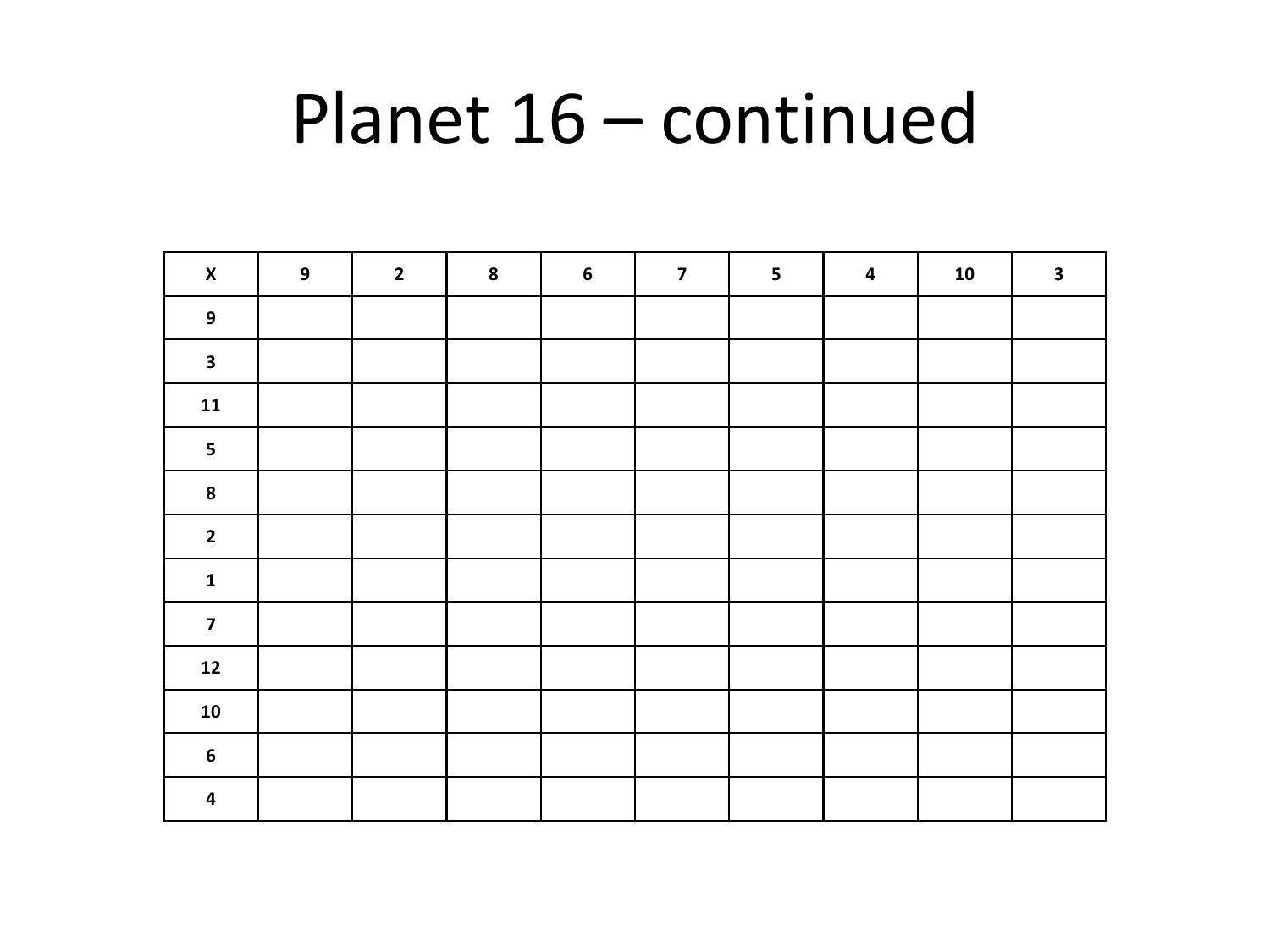# Planet 16 – continued

| X | 9 | 2 | 8 | 6 | 7 | 5 | 4 | 10 | 3 |
|---|---|---|---|---|---|---|---|---|---|
| 9 | | | | | | | | | |
| 3 | | | | | | | | | |
| 11 | | | | | | | | | |
| 5 | | | | | | | | | |
| 8 | | | | | | | | | |
| 2 | | | | | | | | | |
| 1 | | | | | | | | | |
| 7 | | | | | | | | | |
| 12 | | | | | | | | | |
| 10 | | | | | | | | | |
| 6 | | | | | | | | | |
| 4 | | | | | | | | | |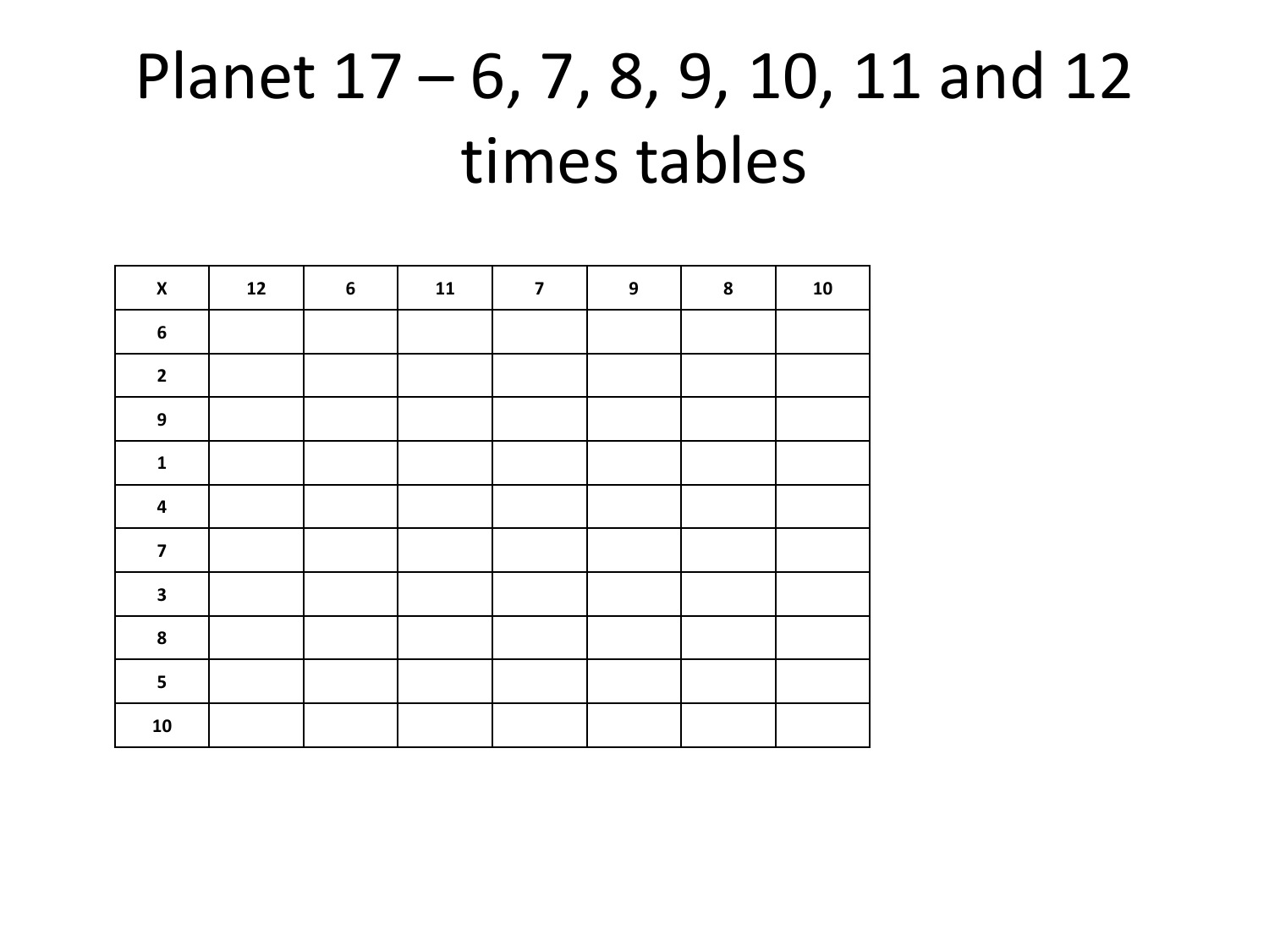# Planet 17 – 6, 7, 8, 9, 10, 11 and 12 times tables

| X | 12 | 6 | 11 | 7 | 9 | 8 | 10 |
|---|---|---|---|---|---|---|---|
| 6 | | | | | | | |
| 2 | | | | | | | |
| 9 | | | | | | | |
| 1 | | | | | | | |
| 4 | | | | | | | |
| 7 | | | | | | | |
| 3 | | | | | | | |
| 8 | | | | | | | |
| 5 | | | | | | | |
| 10 | | | | | | | |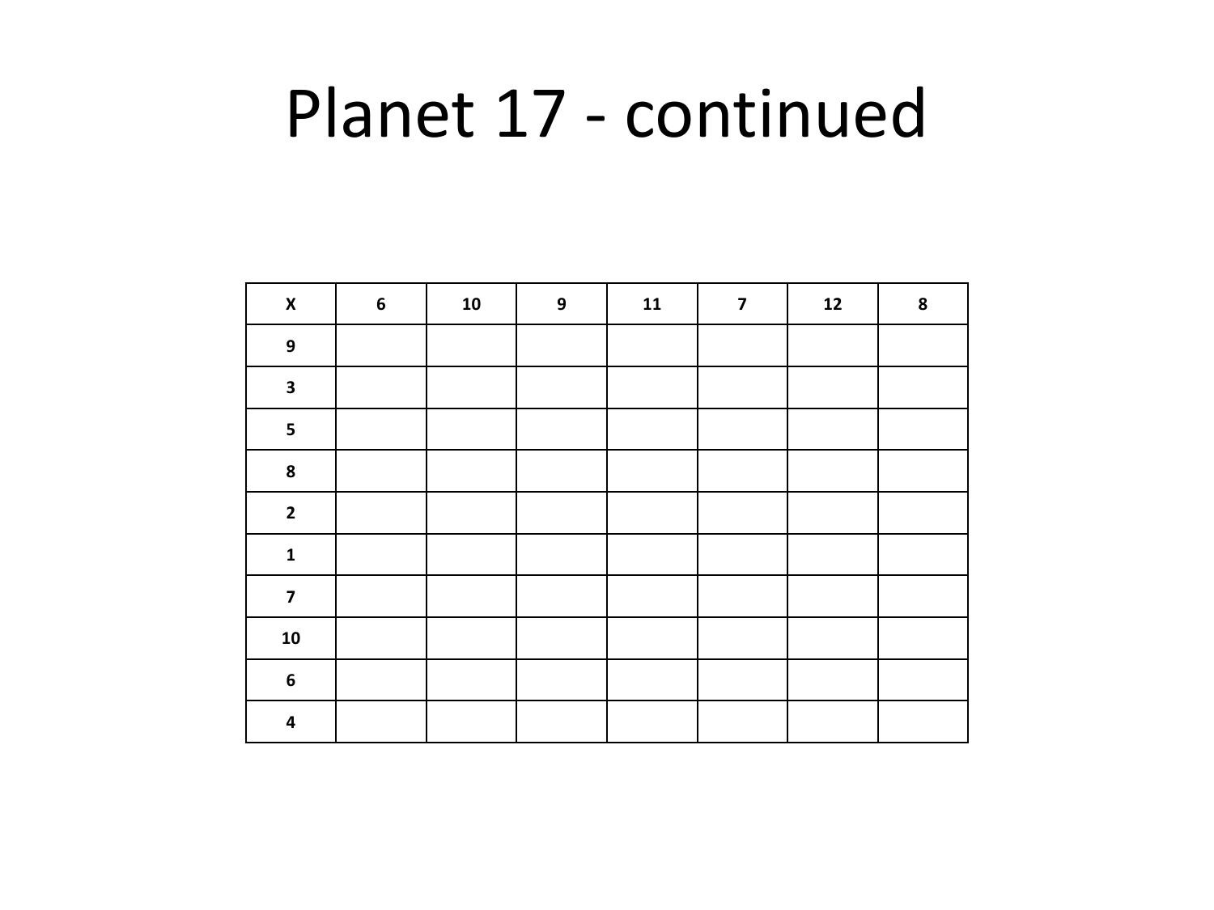# Planet 17 - continued

| X | 6 | 10 | 9 | 11 | 7 | 12 | 8 |
|---|---|---|---|---|---|---|---|
| 9 | | | | | | | |
| 3 | | | | | | | |
| 5 | | | | | | | |
| 8 | | | | | | | |
| 2 | | | | | | | |
| 1 | | | | | | | |
| 7 | | | | | | | |
| 10 | | | | | | | |
| 6 | | | | | | | |
| 4 | | | | | | | |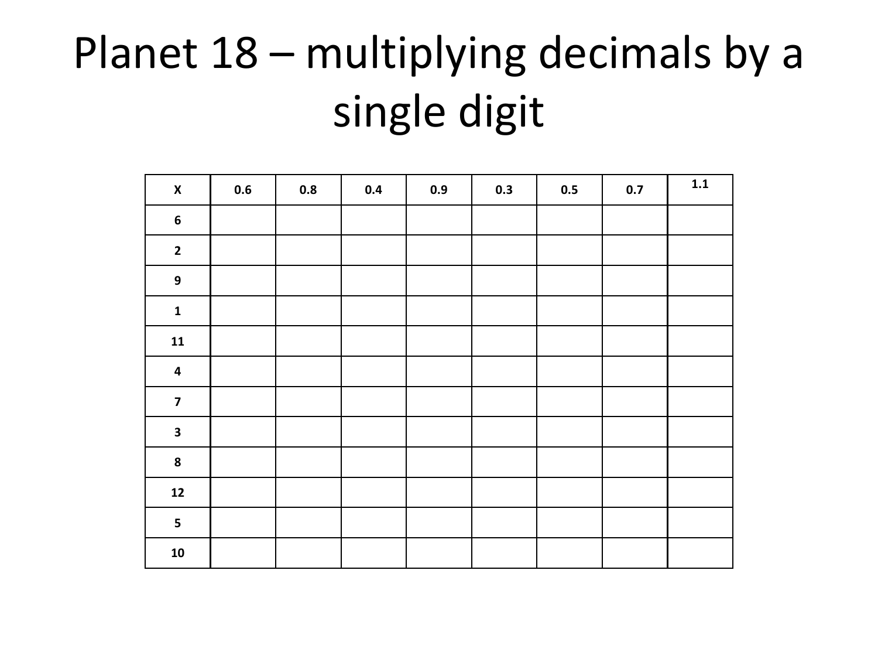# Planet 18 – multiplying decimals by a single digit

| X | 0.6 | 0.8 | 0.4 | 0.9 | 0.3 | 0.5 | 0.7 | 1.1 |
|---|---|---|---|---|---|---|---|---|
| 6 | | | | | | | | |
| 2 | | | | | | | | |
| 9 | | | | | | | | |
| 1 | | | | | | | | |
| 11 | | | | | | | | |
| 4 | | | | | | | | |
| 7 | | | | | | | | |
| 3 | | | | | | | | |
| 8 | | | | | | | | |
| 12 | | | | | | | | |
| 5 | | | | | | | | |
| 10 | | | | | | | | |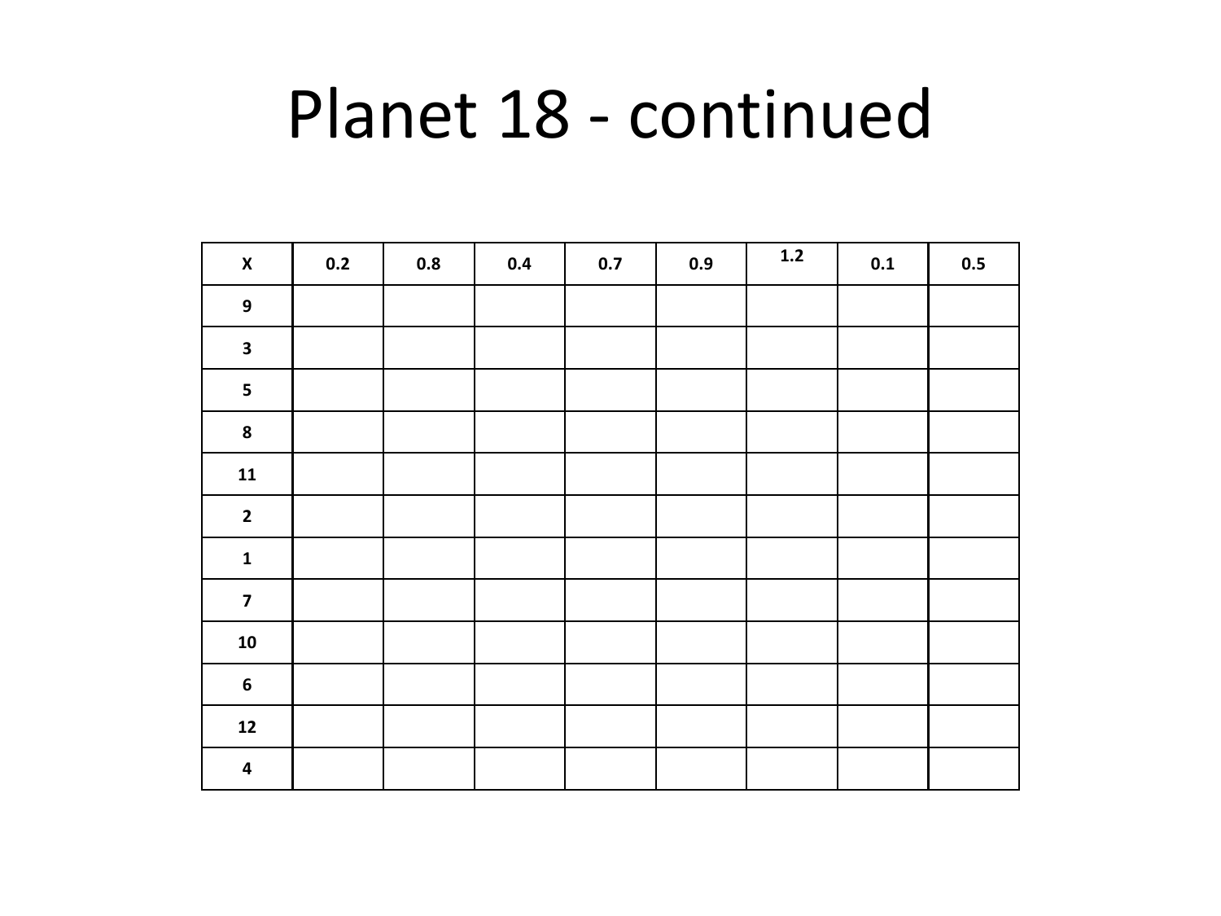# Planet 18 - continued

| X | 0.2 | 0.8 | 0.4 | 0.7 | 0.9 | 1.2 | 0.1 | 0.5 |
|---|---|---|---|---|---|---|---|---|
| 9 | | | | | | | | |
| 3 | | | | | | | | |
| 5 | | | | | | | | |
| 8 | | | | | | | | |
| 11 | | | | | | | | |
| 2 | | | | | | | | |
| 1 | | | | | | | | |
| 7 | | | | | | | | |
| 10 | | | | | | | | |
| 6 | | | | | | | | |
| 12 | | | | | | | | |
| 4 | | | | | | | | |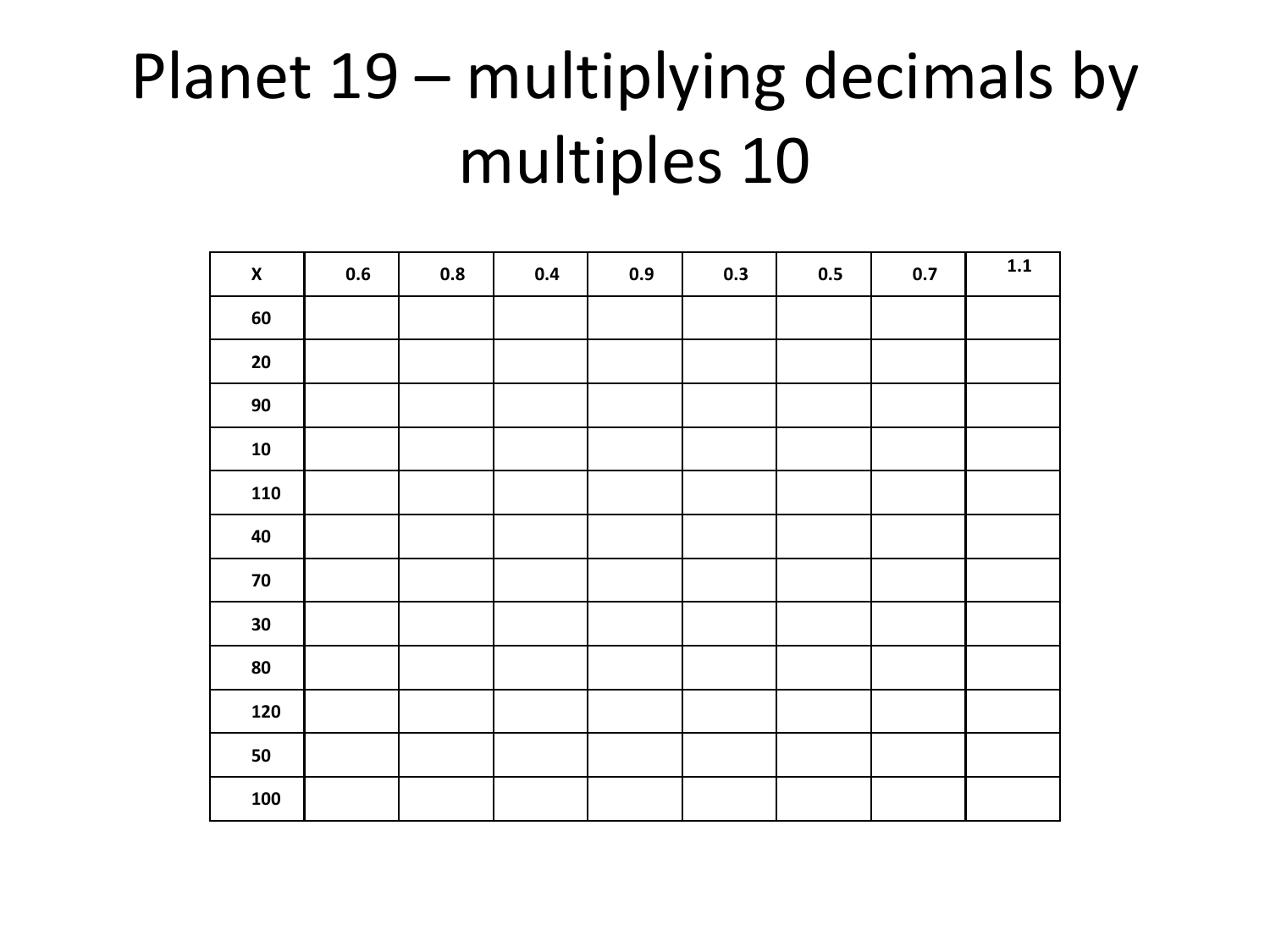# Planet 19 – multiplying decimals by multiples 10

| X | 0.6 | 0.8 | 0.4 | 0.9 | 0.3 | 0.5 | 0.7 | 1.1 |
|---|---|---|---|---|---|---|---|---|
| 60 | | | | | | | | |
| 20 | | | | | | | | |
| 90 | | | | | | | | |
| 10 | | | | | | | | |
| 110 | | | | | | | | |
| 40 | | | | | | | | |
| 70 | | | | | | | | |
| 30 | | | | | | | | |
| 80 | | | | | | | | |
| 120 | | | | | | | | |
| 50 | | | | | | | | |
| 100 | | | | | | | | |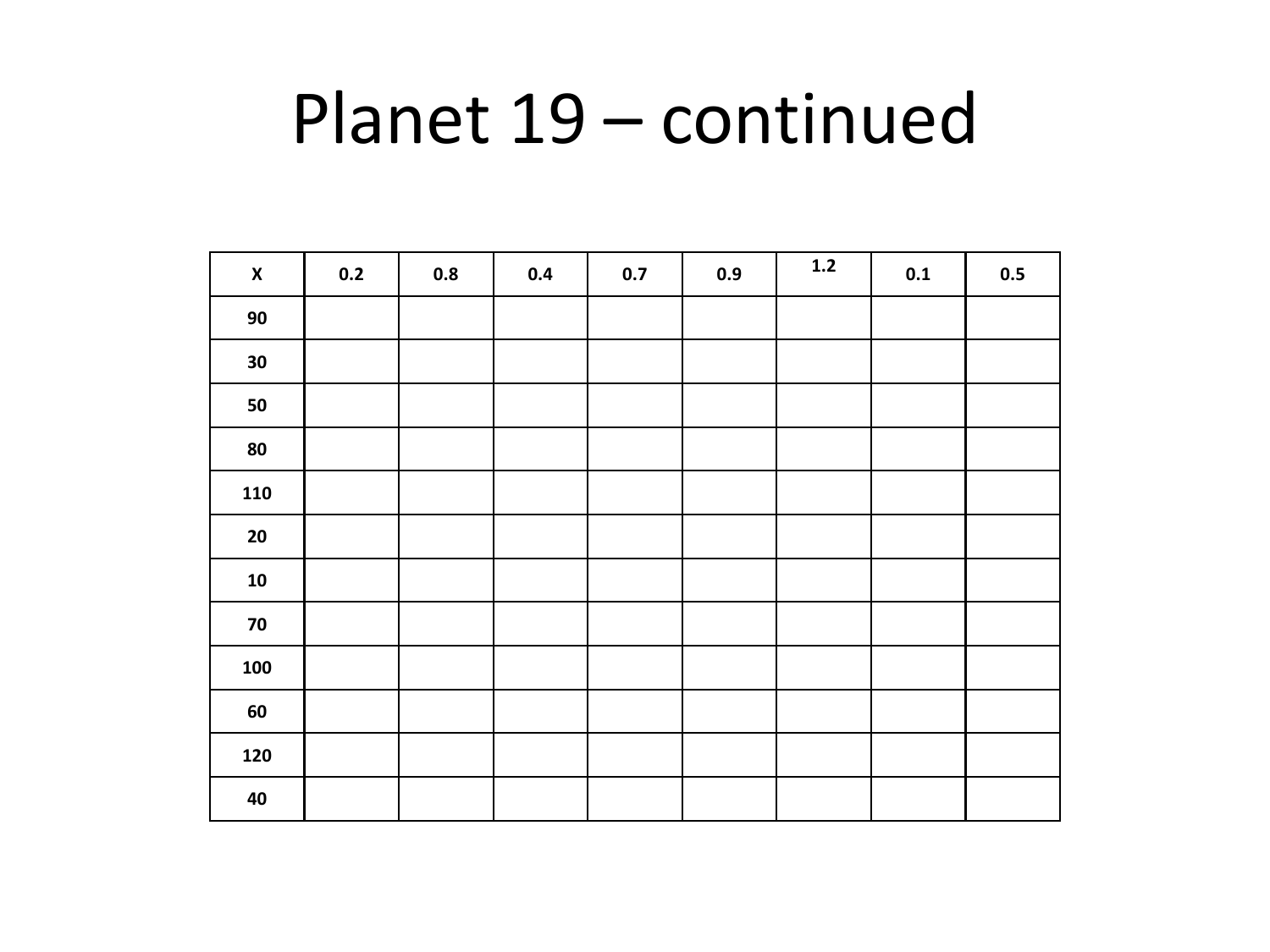# Planet 19 – continued

| X | 0.2 | 0.8 | 0.4 | 0.7 | 0.9 | 1.2 | 0.1 | 0.5 |
|---|---|---|---|---|---|---|---|---|
| 90 | | | | | | | | |
| 30 | | | | | | | | |
| 50 | | | | | | | | |
| 80 | | | | | | | | |
| 110 | | | | | | | | |
| 20 | | | | | | | | |
| 10 | | | | | | | | |
| 70 | | | | | | | | |
| 100 | | | | | | | | |
| 60 | | | | | | | | |
| 120 | | | | | | | | |
| 40 | | | | | | | | |